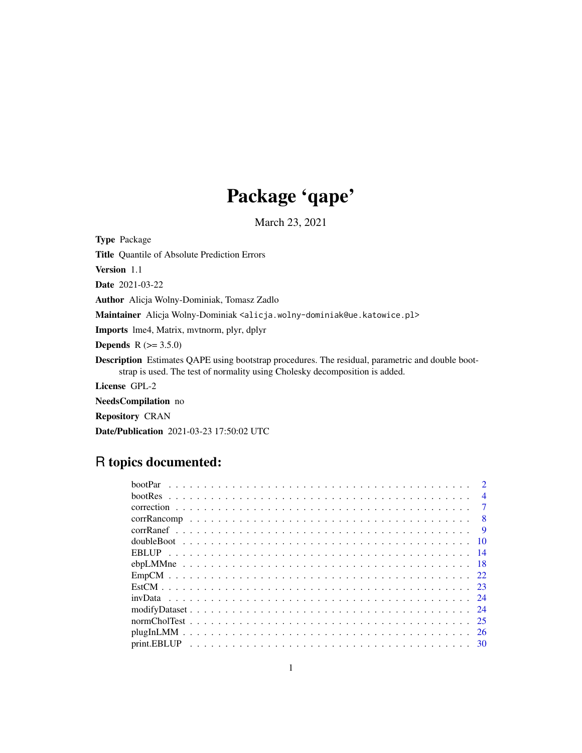# Package 'qape'

March 23, 2021

**Type** Package

**Title** Quantile of Absolute Prediction Errors

**Version** 1.1

**Date** 2021-03-22

**Author** Alicja Wolny-Dominiak, Tomasz Zadlo

**Maintainer** Alicja Wolny-Dominiak <alicja.wolny-dominiak@ue.katowice.pl>

**Imports** lme4, Matrix, mvtnorm, plyr, dplyr

**Depends** R (>= 3.5.0)

**Description** Estimates QAPE using bootstrap procedures. The residual, parametric and double bootstrap is used. The test of normality using Cholesky decomposition is added.

**License** GPL-2

**NeedsCompilation** no

**Repository** CRAN

**Date/Publication** 2021-03-23 17:50:02 UTC

## R topics documented:

| | |
|---|---|
| bootPar | 2 |
| bootRes | 4 |
| correction | 7 |
| corrRancomp | 8 |
| corrRanef | 9 |
| doubleBoot | 10 |
| EBLUP | 14 |
| ebpLMMne | 18 |
| EmpCM | 22 |
| EstCM | 23 |
| invData | 24 |
| modifyDataset | 24 |
| normCholTest | 25 |
| plugInLMM | 26 |
| print.EBLUP | 30 |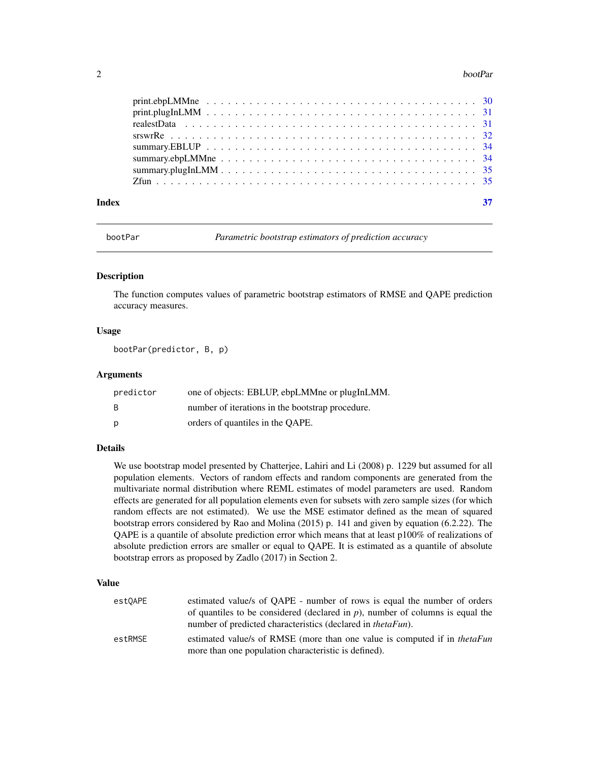| | |
|---|---|
| print.ebpLMMne | 30 |
| print.plugInLMM | 31 |
| realestData | 31 |
| srswrRe | 32 |
| summary.EBLUP | 34 |
| summary.ebpLMMne | 34 |
| summary.plugInLMM | 35 |
| Zfun | 35 |

**Index** **37**

---

## bootPar — *Parametric bootstrap estimators of prediction accuracy*

### Description

The function computes values of parametric bootstrap estimators of RMSE and QAPE prediction accuracy measures.

### Usage

```
bootPar(predictor, B, p)
```

### Arguments

| | |
|---|---|
| `predictor` | one of objects: EBLUP, ebpLMMne or plugInLMM. |
| `B` | number of iterations in the bootstrap procedure. |
| `p` | orders of quantiles in the QAPE. |

### Details

We use bootstrap model presented by Chatterjee, Lahiri and Li (2008) p. 1229 but assumed for all population elements. Vectors of random effects and random components are generated from the multivariate normal distribution where REML estimates of model parameters are used. Random effects are generated for all population elements even for subsets with zero sample sizes (for which random effects are not estimated). We use the MSE estimator defined as the mean of squared bootstrap errors considered by Rao and Molina (2015) p. 141 and given by equation (6.2.22). The QAPE is a quantile of absolute prediction error which means that at least p100% of realizations of absolute prediction errors are smaller or equal to QAPE. It is estimated as a quantile of absolute bootstrap errors as proposed by Zadlo (2017) in Section 2.

### Value

| | |
|---|---|
| `estQAPE` | estimated value/s of QAPE - number of rows is equal the number of orders of quantiles to be considered (declared in *p*), number of columns is equal the number of predicted characteristics (declared in *thetaFun*). |
| `estRMSE` | estimated value/s of RMSE (more than one value is computed if in *thetaFun* more than one population characteristic is defined). |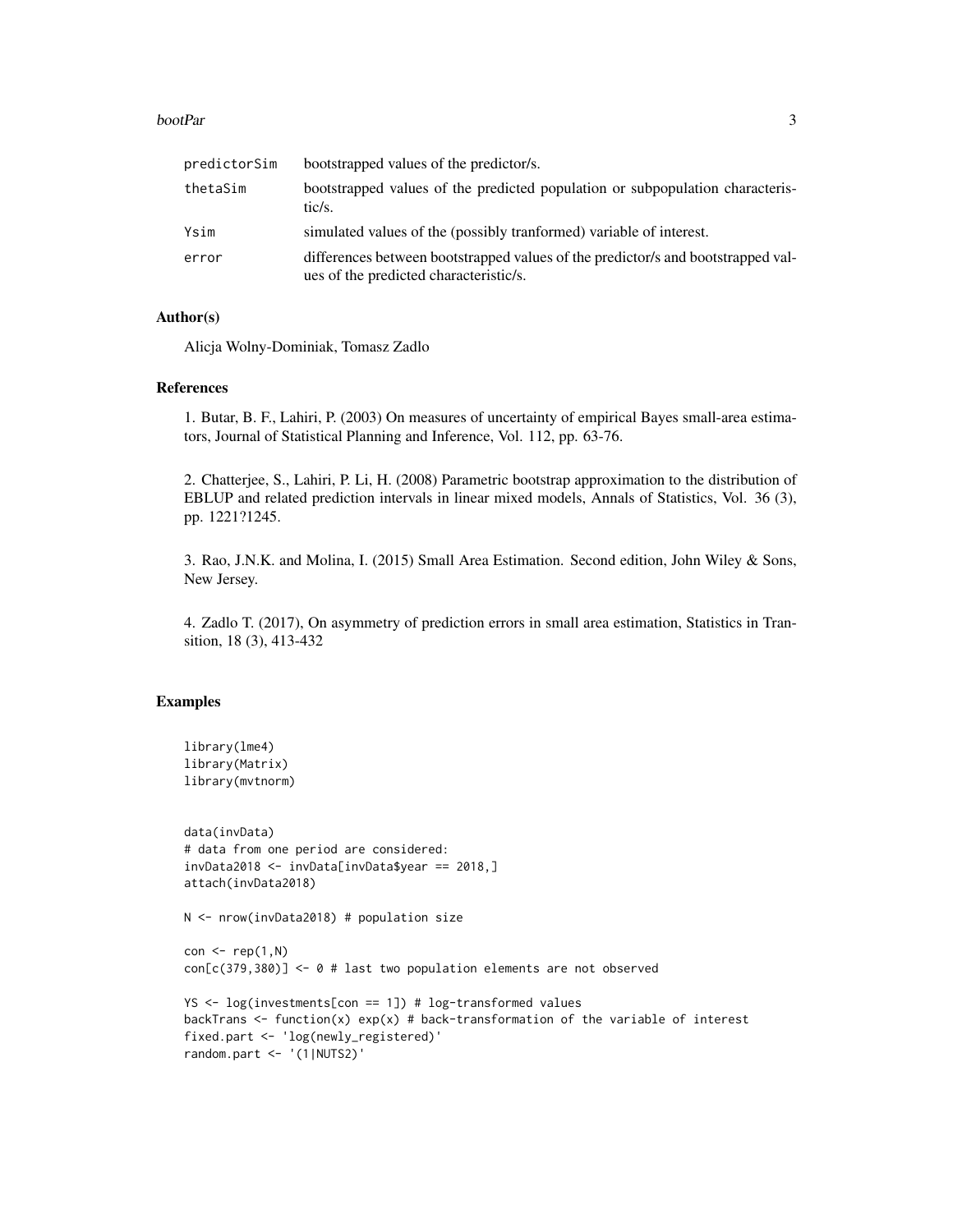| | |
|---|---|
| predictorSim | bootstrapped values of the predictor/s. |
| thetaSim | bootstrapped values of the predicted population or subpopulation characteristic/s. |
| Ysim | simulated values of the (possibly tranformed) variable of interest. |
| error | differences between bootstrapped values of the predictor/s and bootstrapped values of the predicted characteristic/s. |

### Author(s)

Alicja Wolny-Dominiak, Tomasz Zadlo

### References

1. Butar, B. F., Lahiri, P. (2003) On measures of uncertainty of empirical Bayes small-area estimators, Journal of Statistical Planning and Inference, Vol. 112, pp. 63-76.

2. Chatterjee, S., Lahiri, P. Li, H. (2008) Parametric bootstrap approximation to the distribution of EBLUP and related prediction intervals in linear mixed models, Annals of Statistics, Vol. 36 (3), pp. 1221?1245.

3. Rao, J.N.K. and Molina, I. (2015) Small Area Estimation. Second edition, John Wiley & Sons, New Jersey.

4. Zadlo T. (2017), On asymmetry of prediction errors in small area estimation, Statistics in Transition, 18 (3), 413-432

### Examples

```
library(lme4)
library(Matrix)
library(mvtnorm)


data(invData)
# data from one period are considered:
invData2018 <- invData[invData$year == 2018,]
attach(invData2018)

N <- nrow(invData2018) # population size

con <- rep(1,N)
con[c(379,380)] <- 0 # last two population elements are not observed

YS <- log(investments[con == 1]) # log-transformed values
backTrans <- function(x) exp(x) # back-transformation of the variable of interest
fixed.part <- 'log(newly_registered)'
random.part <- '(1|NUTS2)'
```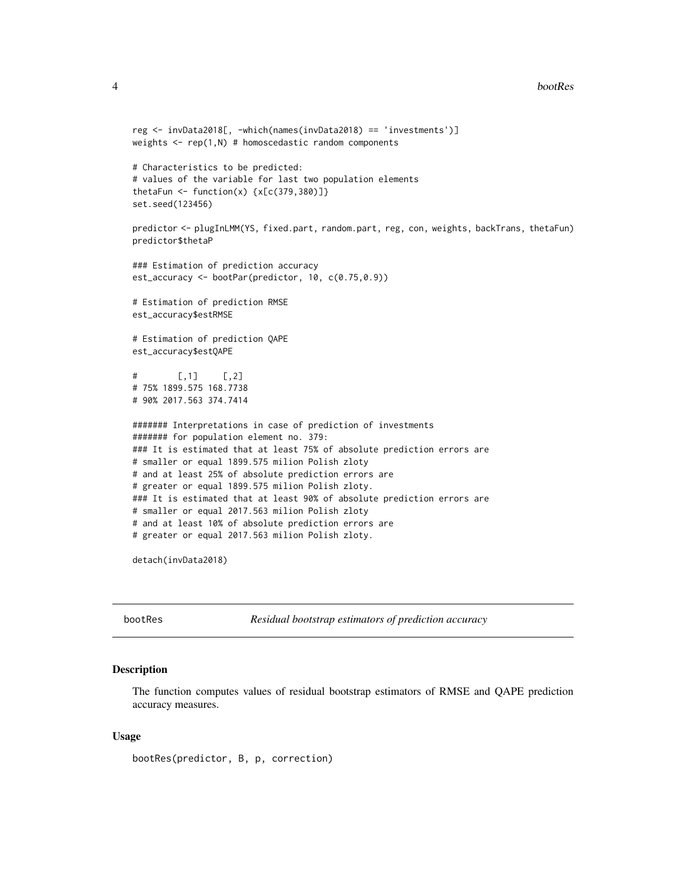```
reg <- invData2018[, -which(names(invData2018) == 'investments')]
weights <- rep(1,N) # homoscedastic random components

# Characteristics to be predicted:
# values of the variable for last two population elements
thetaFun <- function(x) {x[c(379,380)]}
set.seed(123456)

predictor <- plugInLMM(YS, fixed.part, random.part, reg, con, weights, backTrans, thetaFun)
predictor$thetaP

### Estimation of prediction accuracy
est_accuracy <- bootPar(predictor, 10, c(0.75,0.9))

# Estimation of prediction RMSE
est_accuracy$estRMSE

# Estimation of prediction QAPE
est_accuracy$estQAPE

#        [,1]     [,2]
# 75% 1899.575 168.7738
# 90% 2017.563 374.7414

####### Interpretations in case of prediction of investments
####### for population element no. 379:
### It is estimated that at least 75% of absolute prediction errors are
# smaller or equal 1899.575 milion Polish zloty
# and at least 25% of absolute prediction errors are
# greater or equal 1899.575 milion Polish zloty.
### It is estimated that at least 90% of absolute prediction errors are
# smaller or equal 2017.563 milion Polish zloty
# and at least 10% of absolute prediction errors are
# greater or equal 2017.563 milion Polish zloty.

detach(invData2018)
```

---

## bootRes — *Residual bootstrap estimators of prediction accuracy*

### Description

The function computes values of residual bootstrap estimators of RMSE and QAPE prediction accuracy measures.

### Usage

```
bootRes(predictor, B, p, correction)
```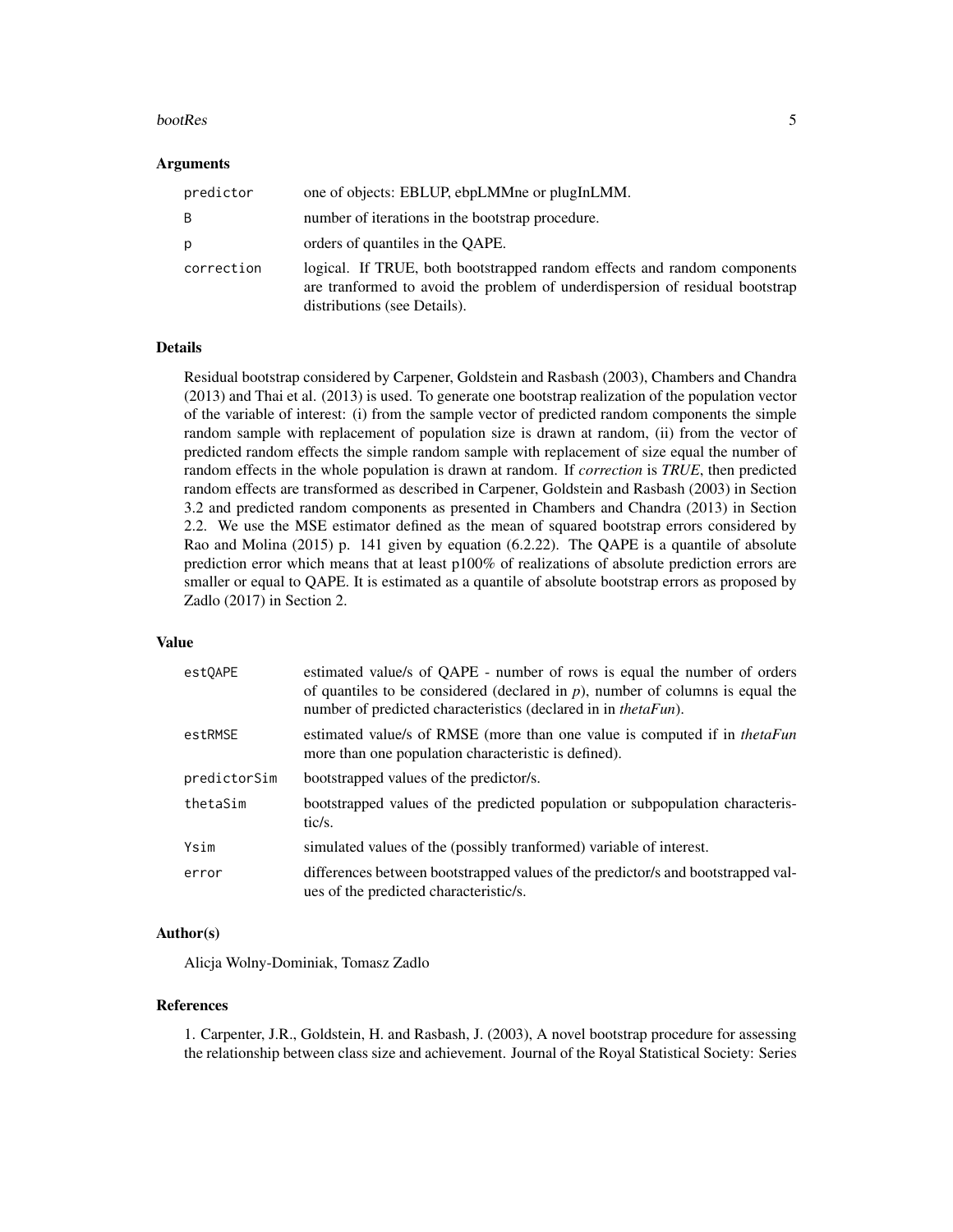### Arguments

| | |
|---|---|
| predictor | one of objects: EBLUP, ebpLMMne or plugInLMM. |
| B | number of iterations in the bootstrap procedure. |
| p | orders of quantiles in the QAPE. |
| correction | logical. If TRUE, both bootstrapped random effects and random components are tranformed to avoid the problem of underdispersion of residual bootstrap distributions (see Details). |

### Details

Residual bootstrap considered by Carpener, Goldstein and Rasbash (2003), Chambers and Chandra (2013) and Thai et al. (2013) is used. To generate one bootstrap realization of the population vector of the variable of interest: (i) from the sample vector of predicted random components the simple random sample with replacement of population size is drawn at random, (ii) from the vector of predicted random effects the simple random sample with replacement of size equal the number of random effects in the whole population is drawn at random. If *correction* is *TRUE*, then predicted random effects are transformed as described in Carpener, Goldstein and Rasbash (2003) in Section 3.2 and predicted random components as presented in Chambers and Chandra (2013) in Section 2.2. We use the MSE estimator defined as the mean of squared bootstrap errors considered by Rao and Molina (2015) p. 141 given by equation (6.2.22). The QAPE is a quantile of absolute prediction error which means that at least p100% of realizations of absolute prediction errors are smaller or equal to QAPE. It is estimated as a quantile of absolute bootstrap errors as proposed by Zadlo (2017) in Section 2.

### Value

| | |
|---|---|
| estQAPE | estimated value/s of QAPE - number of rows is equal the number of orders of quantiles to be considered (declared in *p*), number of columns is equal the number of predicted characteristics (declared in in *thetaFun*). |
| estRMSE | estimated value/s of RMSE (more than one value is computed if in *thetaFun* more than one population characteristic is defined). |
| predictorSim | bootstrapped values of the predictor/s. |
| thetaSim | bootstrapped values of the predicted population or subpopulation characteristic/s. |
| Ysim | simulated values of the (possibly tranformed) variable of interest. |
| error | differences between bootstrapped values of the predictor/s and bootstrapped values of the predicted characteristic/s. |

### Author(s)

Alicja Wolny-Dominiak, Tomasz Zadlo

### References

1. Carpenter, J.R., Goldstein, H. and Rasbash, J. (2003), A novel bootstrap procedure for assessing the relationship between class size and achievement. Journal of the Royal Statistical Society: Series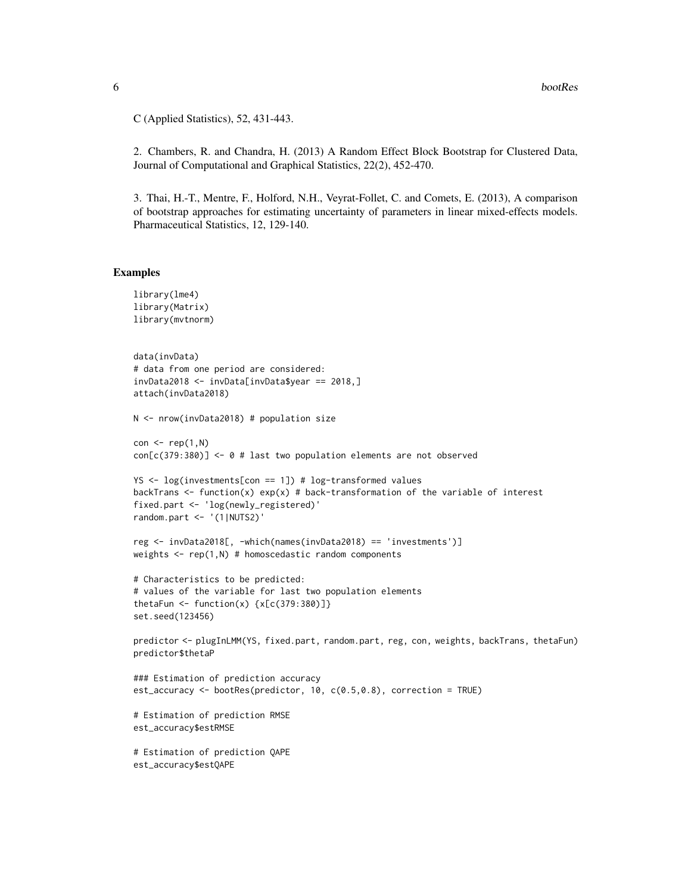C (Applied Statistics), 52, 431-443.

2. Chambers, R. and Chandra, H. (2013) A Random Effect Block Bootstrap for Clustered Data, Journal of Computational and Graphical Statistics, 22(2), 452-470.

3. Thai, H.-T., Mentre, F., Holford, N.H., Veyrat-Follet, C. and Comets, E. (2013), A comparison of bootstrap approaches for estimating uncertainty of parameters in linear mixed-effects models. Pharmaceutical Statistics, 12, 129-140.

## Examples

```
library(lme4)
library(Matrix)
library(mvtnorm)


data(invData)
# data from one period are considered:
invData2018 <- invData[invData$year == 2018,]
attach(invData2018)

N <- nrow(invData2018) # population size

con <- rep(1,N)
con[c(379:380)] <- 0 # last two population elements are not observed

YS <- log(investments[con == 1]) # log-transformed values
backTrans <- function(x) exp(x) # back-transformation of the variable of interest
fixed.part <- 'log(newly_registered)'
random.part <- '(1|NUTS2)'

reg <- invData2018[, -which(names(invData2018) == 'investments')]
weights <- rep(1,N) # homoscedastic random components

# Characteristics to be predicted:
# values of the variable for last two population elements
thetaFun <- function(x) {x[c(379:380)]}
set.seed(123456)

predictor <- plugInLMM(YS, fixed.part, random.part, reg, con, weights, backTrans, thetaFun)
predictor$thetaP

### Estimation of prediction accuracy
est_accuracy <- bootRes(predictor, 10, c(0.5,0.8), correction = TRUE)

# Estimation of prediction RMSE
est_accuracy$estRMSE

# Estimation of prediction QAPE
est_accuracy$estQAPE
```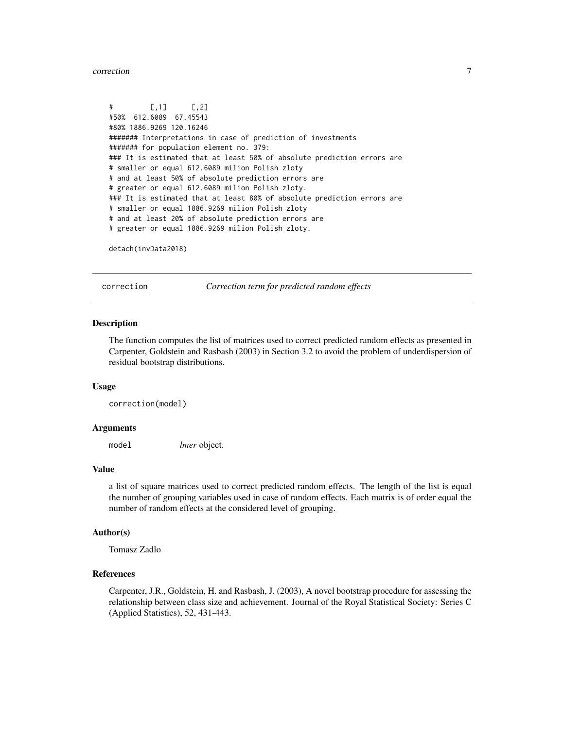```
#         [,1]      [,2]
#50%  612.6089  67.45543
#80% 1886.9269 120.16246
####### Interpretations in case of prediction of investments
####### for population element no. 379:
### It is estimated that at least 50% of absolute prediction errors are
# smaller or equal 612.6089 milion Polish zloty
# and at least 50% of absolute prediction errors are
# greater or equal 612.6089 milion Polish zloty.
### It is estimated that at least 80% of absolute prediction errors are
# smaller or equal 1886.9269 milion Polish zloty
# and at least 20% of absolute prediction errors are
# greater or equal 1886.9269 milion Polish zloty.

detach(invData2018)
```

---

## correction — *Correction term for predicted random effects*

---

### Description

The function computes the list of matrices used to correct predicted random effects as presented in Carpenter, Goldstein and Rasbash (2003) in Section 3.2 to avoid the problem of underdispersion of residual bootstrap distributions.

### Usage

```
correction(model)
```

### Arguments

| | |
|---|---|
| model | *lmer* object. |

### Value

a list of square matrices used to correct predicted random effects. The length of the list is equal the number of grouping variables used in case of random effects. Each matrix is of order equal the number of random effects at the considered level of grouping.

### Author(s)

Tomasz Zadlo

### References

Carpenter, J.R., Goldstein, H. and Rasbash, J. (2003), A novel bootstrap procedure for assessing the relationship between class size and achievement. Journal of the Royal Statistical Society: Series C (Applied Statistics), 52, 431-443.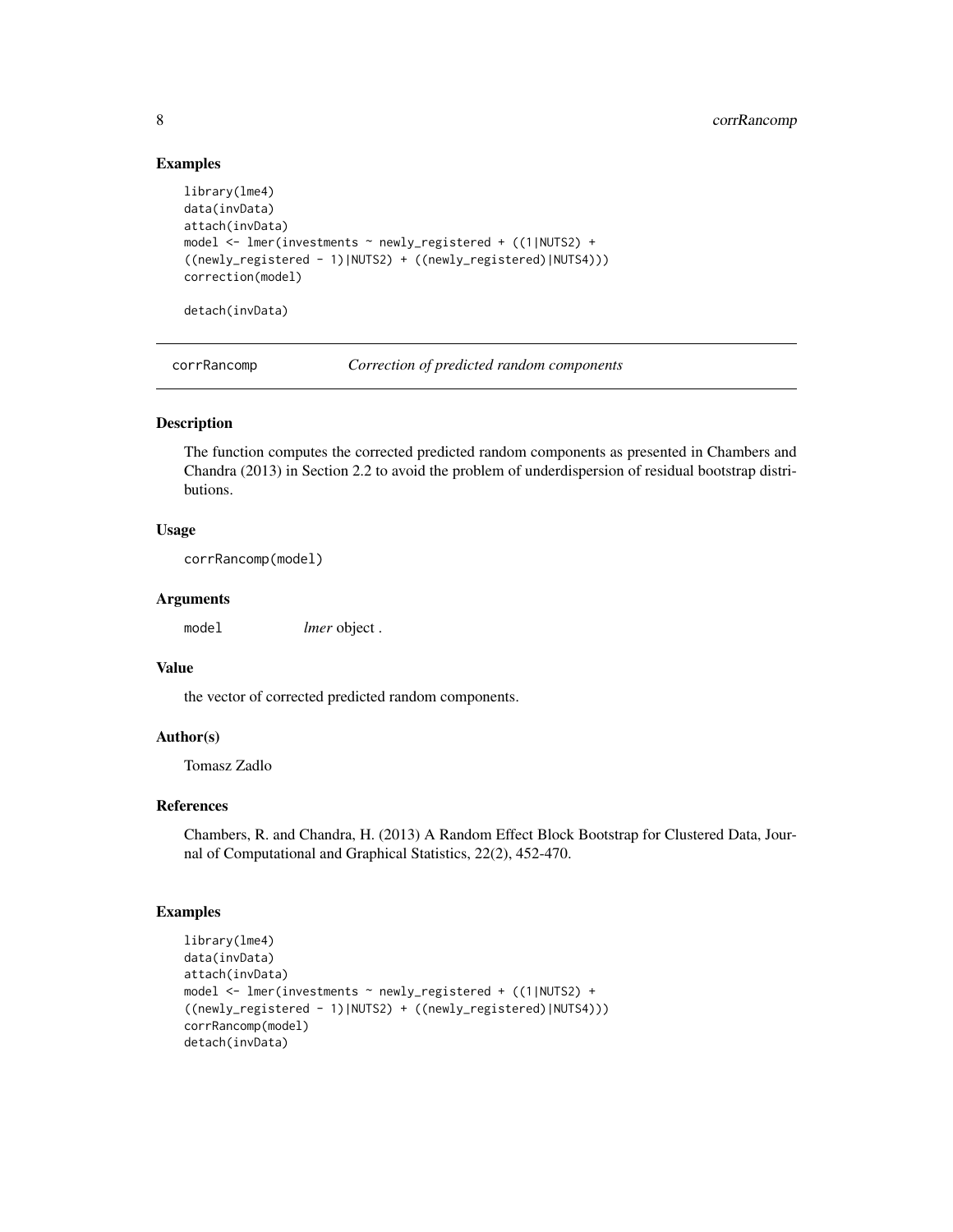### Examples

```
library(lme4)
data(invData)
attach(invData)
model <- lmer(investments ~ newly_registered + ((1|NUTS2) +
((newly_registered - 1)|NUTS2) + ((newly_registered)|NUTS4)))
correction(model)

detach(invData)
```

---

## corrRancomp *Correction of predicted random components*

---

### Description

The function computes the corrected predicted random components as presented in Chambers and Chandra (2013) in Section 2.2 to avoid the problem of underdispersion of residual bootstrap distributions.

### Usage

```
corrRancomp(model)
```

### Arguments

| | |
|---|---|
| `model` | *lmer* object . |

### Value

the vector of corrected predicted random components.

### Author(s)

Tomasz Zadlo

### References

Chambers, R. and Chandra, H. (2013) A Random Effect Block Bootstrap for Clustered Data, Journal of Computational and Graphical Statistics, 22(2), 452-470.

### Examples

```
library(lme4)
data(invData)
attach(invData)
model <- lmer(investments ~ newly_registered + ((1|NUTS2) +
((newly_registered - 1)|NUTS2) + ((newly_registered)|NUTS4)))
corrRancomp(model)
detach(invData)
```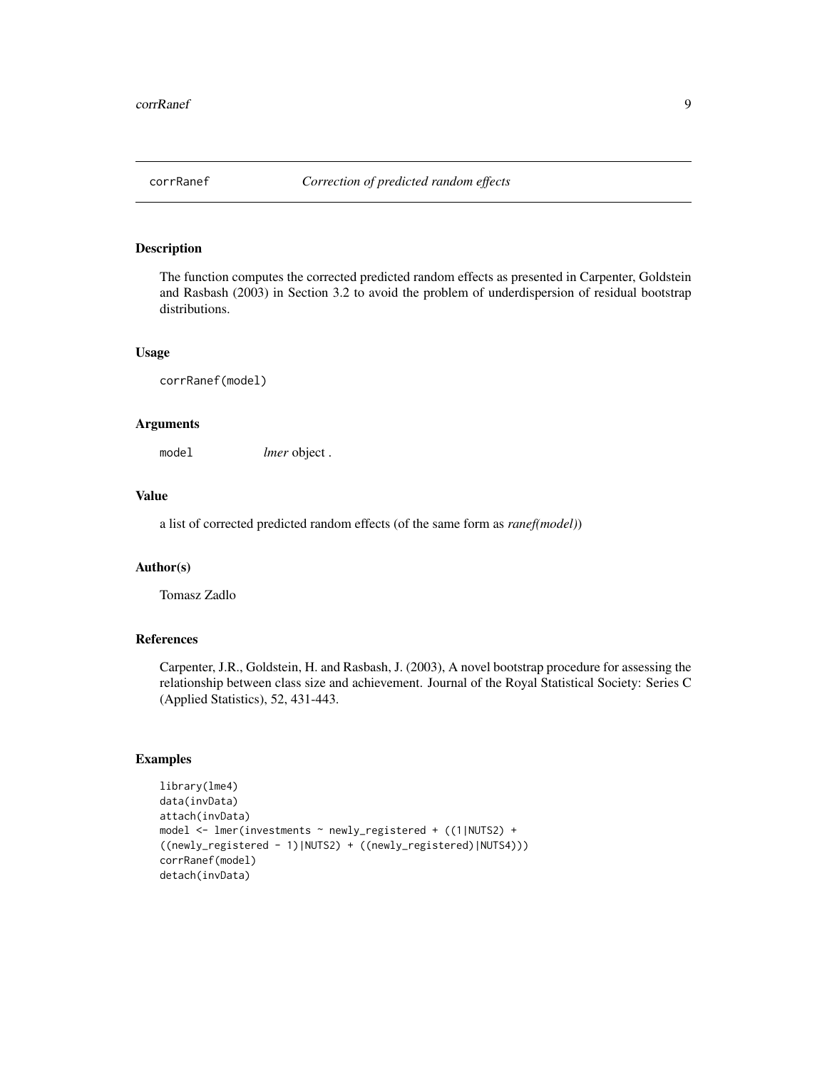## corrRanef    *Correction of predicted random effects*

### Description

The function computes the corrected predicted random effects as presented in Carpenter, Goldstein and Rasbash (2003) in Section 3.2 to avoid the problem of underdispersion of residual bootstrap distributions.

### Usage

```
corrRanef(model)
```

### Arguments

| | |
|---|---|
| model | *lmer* object . |

### Value

a list of corrected predicted random effects (of the same form as *ranef(model)*)

### Author(s)

Tomasz Zadlo

### References

Carpenter, J.R., Goldstein, H. and Rasbash, J. (2003), A novel bootstrap procedure for assessing the relationship between class size and achievement. Journal of the Royal Statistical Society: Series C (Applied Statistics), 52, 431-443.

### Examples

```
library(lme4)
data(invData)
attach(invData)
model <- lmer(investments ~ newly_registered + ((1|NUTS2) +
((newly_registered - 1)|NUTS2) + ((newly_registered)|NUTS4)))
corrRanef(model)
detach(invData)
```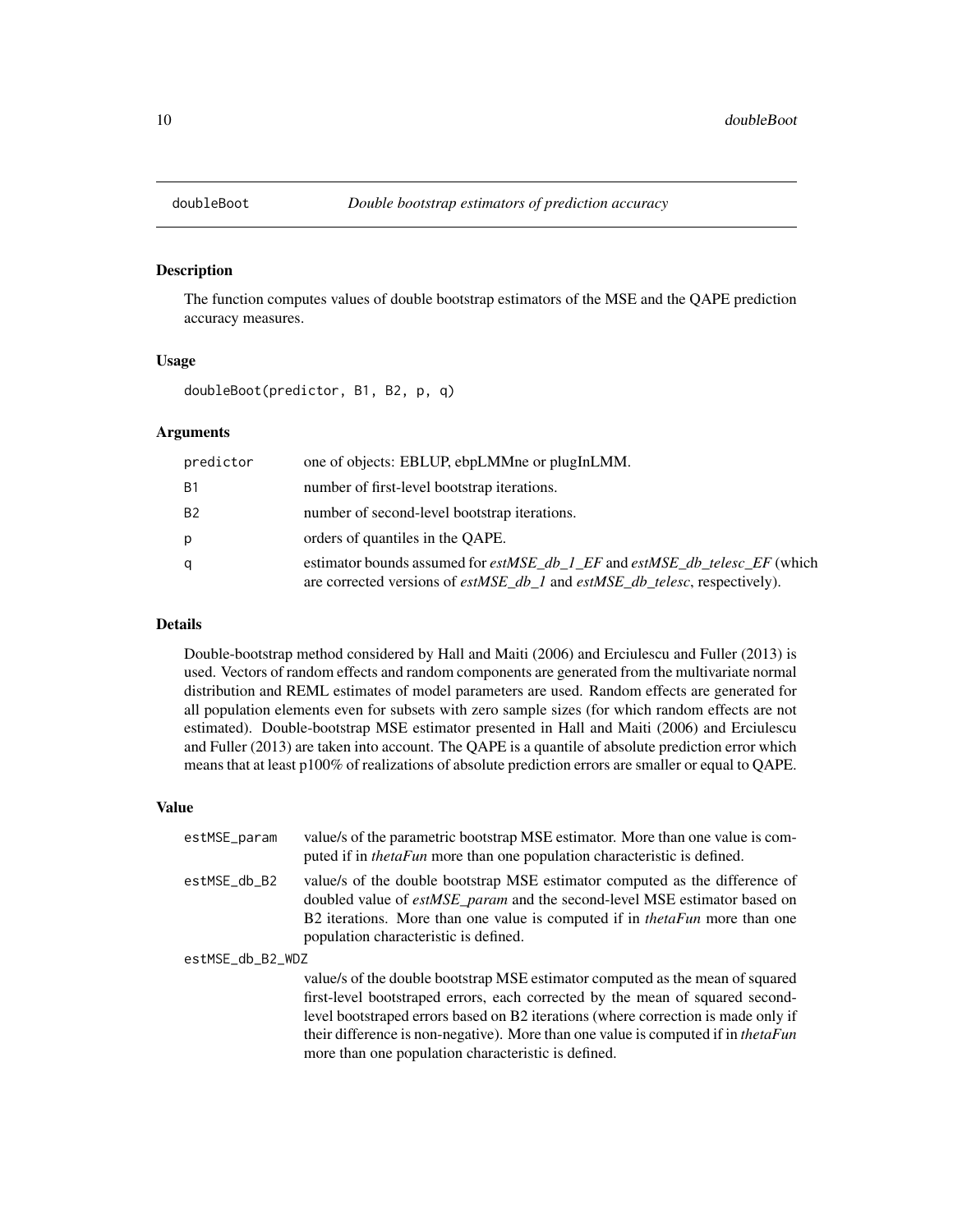## doubleBoot — *Double bootstrap estimators of prediction accuracy*

### Description

The function computes values of double bootstrap estimators of the MSE and the QAPE prediction accuracy measures.

### Usage

```
doubleBoot(predictor, B1, B2, p, q)
```

### Arguments

| | |
|---|---|
| predictor | one of objects: EBLUP, ebpLMMne or plugInLMM. |
| B1 | number of first-level bootstrap iterations. |
| B2 | number of second-level bootstrap iterations. |
| p | orders of quantiles in the QAPE. |
| q | estimator bounds assumed for *estMSE_db_1_EF* and *estMSE_db_telesc_EF* (which are corrected versions of *estMSE_db_1* and *estMSE_db_telesc*, respectively). |

### Details

Double-bootstrap method considered by Hall and Maiti (2006) and Erciulescu and Fuller (2013) is used. Vectors of random effects and random components are generated from the multivariate normal distribution and REML estimates of model parameters are used. Random effects are generated for all population elements even for subsets with zero sample sizes (for which random effects are not estimated). Double-bootstrap MSE estimator presented in Hall and Maiti (2006) and Erciulescu and Fuller (2013) are taken into account. The QAPE is a quantile of absolute prediction error which means that at least p100% of realizations of absolute prediction errors are smaller or equal to QAPE.

### Value

| | |
|---|---|
| estMSE_param | value/s of the parametric bootstrap MSE estimator. More than one value is computed if in *thetaFun* more than one population characteristic is defined. |
| estMSE_db_B2 | value/s of the double bootstrap MSE estimator computed as the difference of doubled value of *estMSE_param* and the second-level MSE estimator based on B2 iterations. More than one value is computed if in *thetaFun* more than one population characteristic is defined. |
| estMSE_db_B2_WDZ | value/s of the double bootstrap MSE estimator computed as the mean of squared first-level bootstraped errors, each corrected by the mean of squared second-level bootstraped errors based on B2 iterations (where correction is made only if their difference is non-negative). More than one value is computed if in *thetaFun* more than one population characteristic is defined. |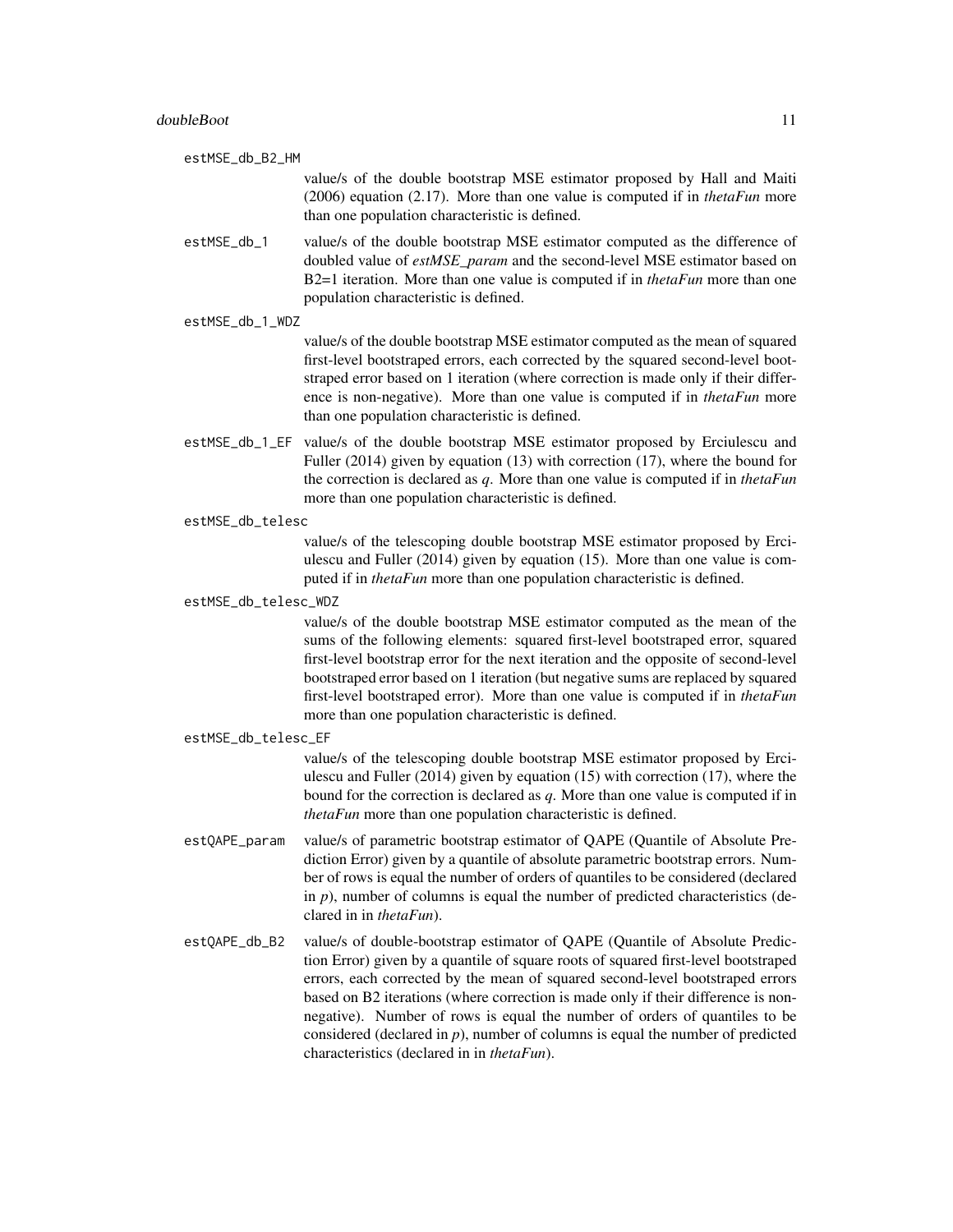estMSE_db_B2_HM
: value/s of the double bootstrap MSE estimator proposed by Hall and Maiti (2006) equation (2.17). More than one value is computed if in *thetaFun* more than one population characteristic is defined.

estMSE_db_1
: value/s of the double bootstrap MSE estimator computed as the difference of doubled value of *estMSE_param* and the second-level MSE estimator based on B2=1 iteration. More than one value is computed if in *thetaFun* more than one population characteristic is defined.

estMSE_db_1_WDZ
: value/s of the double bootstrap MSE estimator computed as the mean of squared first-level bootstraped errors, each corrected by the squared second-level bootstraped error based on 1 iteration (where correction is made only if their difference is non-negative). More than one value is computed if in *thetaFun* more than one population characteristic is defined.

estMSE_db_1_EF
: value/s of the double bootstrap MSE estimator proposed by Erciulescu and Fuller (2014) given by equation (13) with correction (17), where the bound for the correction is declared as *q*. More than one value is computed if in *thetaFun* more than one population characteristic is defined.

estMSE_db_telesc
: value/s of the telescoping double bootstrap MSE estimator proposed by Erciulescu and Fuller (2014) given by equation (15). More than one value is computed if in *thetaFun* more than one population characteristic is defined.

estMSE_db_telesc_WDZ
: value/s of the double bootstrap MSE estimator computed as the mean of the sums of the following elements: squared first-level bootstraped error, squared first-level bootstrap error for the next iteration and the opposite of second-level bootstraped error based on 1 iteration (but negative sums are replaced by squared first-level bootstraped error). More than one value is computed if in *thetaFun* more than one population characteristic is defined.

estMSE_db_telesc_EF
: value/s of the telescoping double bootstrap MSE estimator proposed by Erciulescu and Fuller (2014) given by equation (15) with correction (17), where the bound for the correction is declared as *q*. More than one value is computed if in *thetaFun* more than one population characteristic is defined.

estQAPE_param
: value/s of parametric bootstrap estimator of QAPE (Quantile of Absolute Prediction Error) given by a quantile of absolute parametric bootstrap errors. Number of rows is equal the number of orders of quantiles to be considered (declared in *p*), number of columns is equal the number of predicted characteristics (declared in in *thetaFun*).

estQAPE_db_B2
: value/s of double-bootstrap estimator of QAPE (Quantile of Absolute Prediction Error) given by a quantile of square roots of squared first-level bootstraped errors, each corrected by the mean of squared second-level bootstraped errors based on B2 iterations (where correction is made only if their difference is non-negative). Number of rows is equal the number of orders of quantiles to be considered (declared in *p*), number of columns is equal the number of predicted characteristics (declared in in *thetaFun*).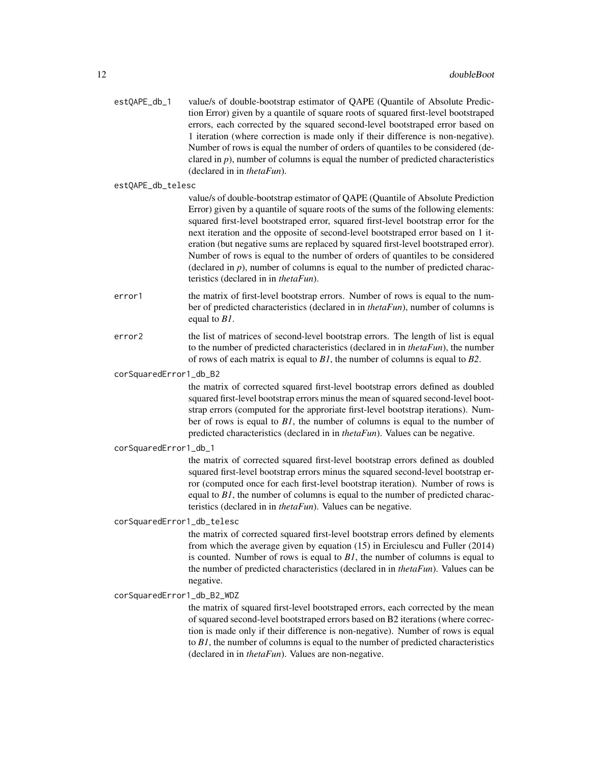`estQAPE_db_1`
: value/s of double-bootstrap estimator of QAPE (Quantile of Absolute Prediction Error) given by a quantile of square roots of squared first-level bootstraped errors, each corrected by the squared second-level bootstraped error based on 1 iteration (where correction is made only if their difference is non-negative). Number of rows is equal the number of orders of quantiles to be considered (declared in *p*), number of columns is equal the number of predicted characteristics (declared in in *thetaFun*).

`estQAPE_db_telesc`
: value/s of double-bootstrap estimator of QAPE (Quantile of Absolute Prediction Error) given by a quantile of square roots of the sums of the following elements: squared first-level bootstraped error, squared first-level bootstrap error for the next iteration and the opposite of second-level bootstraped error based on 1 iteration (but negative sums are replaced by squared first-level bootstraped error). Number of rows is equal to the number of orders of quantiles to be considered (declared in *p*), number of columns is equal to the number of predicted characteristics (declared in in *thetaFun*).

`error1`
: the matrix of first-level bootstrap errors. Number of rows is equal to the number of predicted characteristics (declared in in *thetaFun*), number of columns is equal to *B1*.

`error2`
: the list of matrices of second-level bootstrap errors. The length of list is equal to the number of predicted characteristics (declared in in *thetaFun*), the number of rows of each matrix is equal to *B1*, the number of columns is equal to *B2*.

`corSquaredError1_db_B2`
: the matrix of corrected squared first-level bootstrap errors defined as doubled squared first-level bootstrap errors minus the mean of squared second-level bootstrap errors (computed for the approriate first-level bootstrap iterations). Number of rows is equal to *B1*, the number of columns is equal to the number of predicted characteristics (declared in in *thetaFun*). Values can be negative.

`corSquaredError1_db_1`
: the matrix of corrected squared first-level bootstrap errors defined as doubled squared first-level bootstrap errors minus the squared second-level bootstrap error (computed once for each first-level bootstrap iteration). Number of rows is equal to *B1*, the number of columns is equal to the number of predicted characteristics (declared in in *thetaFun*). Values can be negative.

`corSquaredError1_db_telesc`
: the matrix of corrected squared first-level bootstrap errors defined by elements from which the average given by equation (15) in Erciulescu and Fuller (2014) is counted. Number of rows is equal to *B1*, the number of columns is equal to the number of predicted characteristics (declared in in *thetaFun*). Values can be negative.

`corSquaredError1_db_B2_WDZ`
: the matrix of squared first-level bootstraped errors, each corrected by the mean of squared second-level bootstraped errors based on B2 iterations (where correction is made only if their difference is non-negative). Number of rows is equal to *B1*, the number of columns is equal to the number of predicted characteristics (declared in in *thetaFun*). Values are non-negative.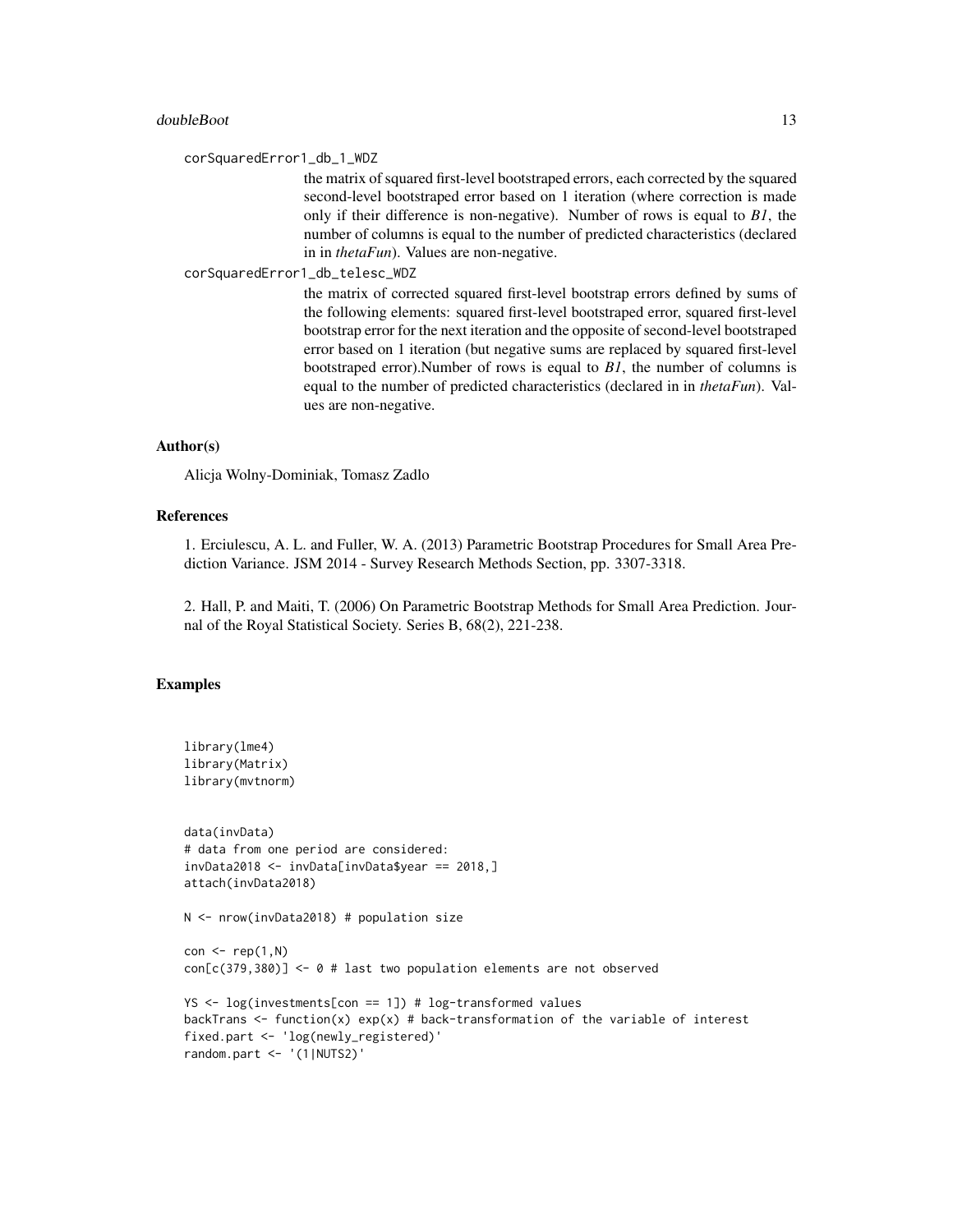corSquaredError1_db_1_WDZ

the matrix of squared first-level bootstraped errors, each corrected by the squared second-level bootstraped error based on 1 iteration (where correction is made only if their difference is non-negative). Number of rows is equal to *B1*, the number of columns is equal to the number of predicted characteristics (declared in in *thetaFun*). Values are non-negative.

corSquaredError1_db_telesc_WDZ

the matrix of corrected squared first-level bootstrap errors defined by sums of the following elements: squared first-level bootstraped error, squared first-level bootstrap error for the next iteration and the opposite of second-level bootstraped error based on 1 iteration (but negative sums are replaced by squared first-level bootstraped error).Number of rows is equal to *B1*, the number of columns is equal to the number of predicted characteristics (declared in in *thetaFun*). Values are non-negative.

## Author(s)

Alicja Wolny-Dominiak, Tomasz Zadlo

## References

1. Erciulescu, A. L. and Fuller, W. A. (2013) Parametric Bootstrap Procedures for Small Area Prediction Variance. JSM 2014 - Survey Research Methods Section, pp. 3307-3318.

2. Hall, P. and Maiti, T. (2006) On Parametric Bootstrap Methods for Small Area Prediction. Journal of the Royal Statistical Society. Series B, 68(2), 221-238.

## Examples

```
library(lme4)
library(Matrix)
library(mvtnorm)


data(invData)
# data from one period are considered:
invData2018 <- invData[invData$year == 2018,]
attach(invData2018)

N <- nrow(invData2018) # population size

con <- rep(1,N)
con[c(379,380)] <- 0 # last two population elements are not observed

YS <- log(investments[con == 1]) # log-transformed values
backTrans <- function(x) exp(x) # back-transformation of the variable of interest
fixed.part <- 'log(newly_registered)'
random.part <- '(1|NUTS2)'
```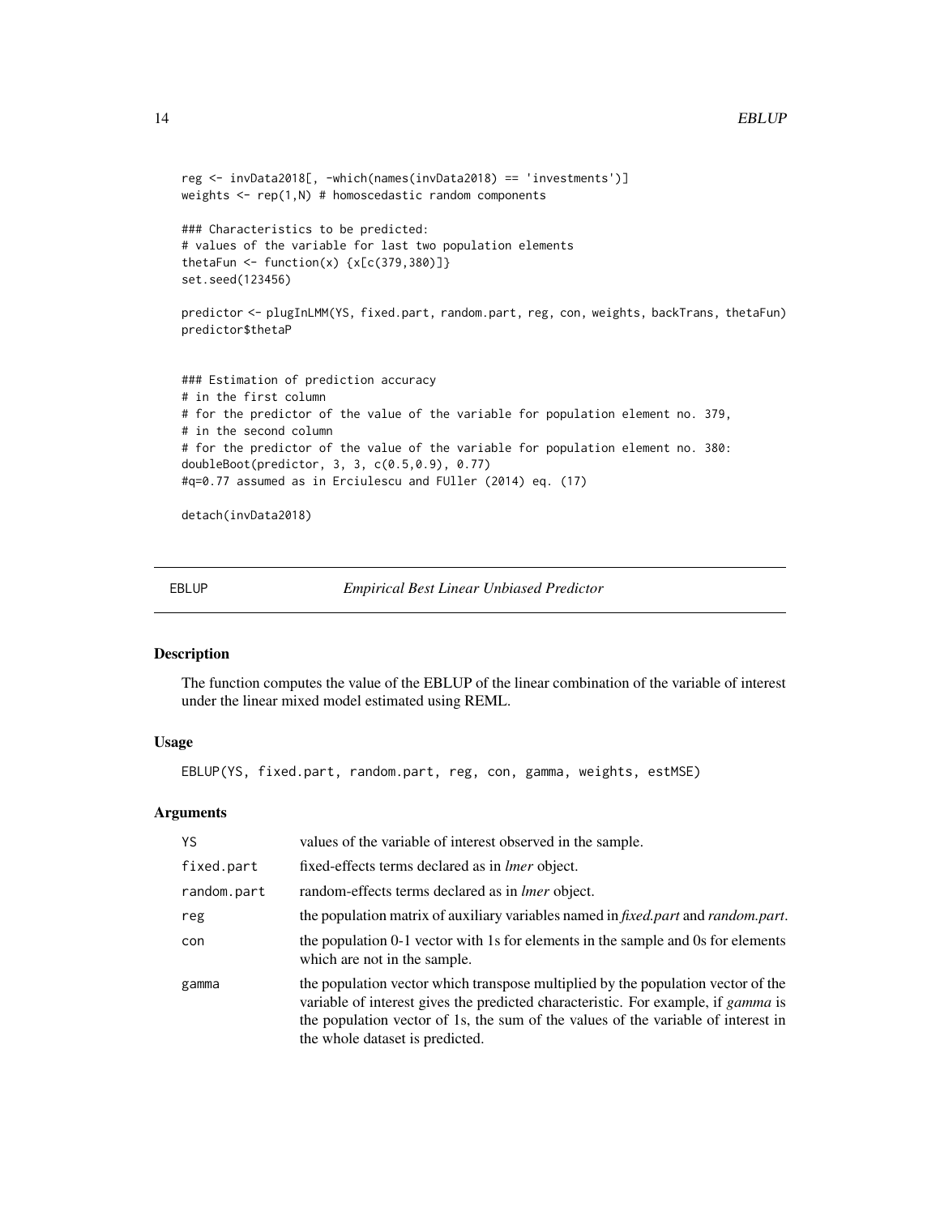```
reg <- invData2018[, -which(names(invData2018) == 'investments')]
weights <- rep(1,N) # homoscedastic random components

### Characteristics to be predicted:
# values of the variable for last two population elements
thetaFun <- function(x) {x[c(379,380)]}
set.seed(123456)

predictor <- plugInLMM(YS, fixed.part, random.part, reg, con, weights, backTrans, thetaFun)
predictor$thetaP


### Estimation of prediction accuracy
# in the first column
# for the predictor of the value of the variable for population element no. 379,
# in the second column
# for the predictor of the value of the variable for population element no. 380:
doubleBoot(predictor, 3, 3, c(0.5,0.9), 0.77)
#q=0.77 assumed as in Erciulescu and FUller (2014) eq. (17)

detach(invData2018)
```

---

EBLUP — *Empirical Best Linear Unbiased Predictor*

---

## Description

The function computes the value of the EBLUP of the linear combination of the variable of interest under the linear mixed model estimated using REML.

## Usage

```
EBLUP(YS, fixed.part, random.part, reg, con, gamma, weights, estMSE)
```

## Arguments

| | |
|---|---|
| `YS` | values of the variable of interest observed in the sample. |
| `fixed.part` | fixed-effects terms declared as in *lmer* object. |
| `random.part` | random-effects terms declared as in *lmer* object. |
| `reg` | the population matrix of auxiliary variables named in *fixed.part* and *random.part*. |
| `con` | the population 0-1 vector with 1s for elements in the sample and 0s for elements which are not in the sample. |
| `gamma` | the population vector which transpose multiplied by the population vector of the variable of interest gives the predicted characteristic. For example, if *gamma* is the population vector of 1s, the sum of the values of the variable of interest in the whole dataset is predicted. |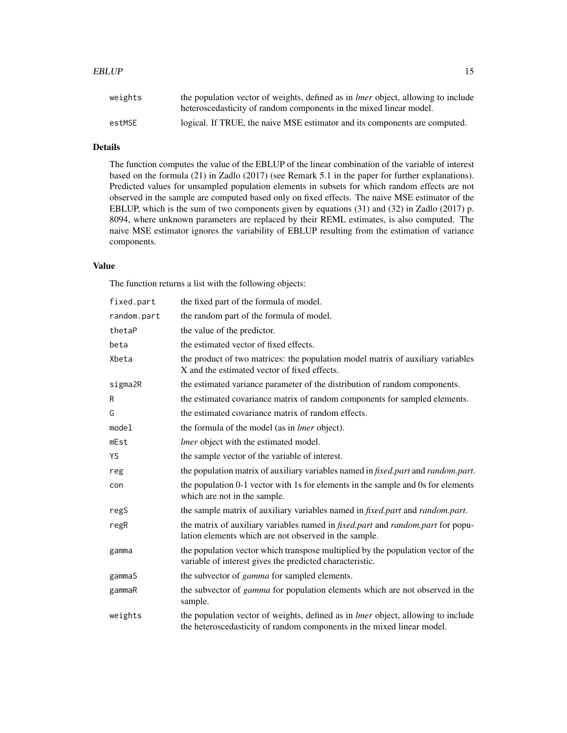| | |
|---|---|
| `weights` | the population vector of weights, defined as in *lmer* object, allowing to include heteroscedasticity of random components in the mixed linear model. |
| `estMSE` | logical. If TRUE, the naive MSE estimator and its components are computed. |

## Details

The function computes the value of the EBLUP of the linear combination of the variable of interest based on the formula (21) in Zadlo (2017) (see Remark 5.1 in the paper for further explanations). Predicted values for unsampled population elements in subsets for which random effects are not observed in the sample are computed based only on fixed effects. The naive MSE estimator of the EBLUP, which is the sum of two components given by equations (31) and (32) in Zadlo (2017) p. 8094, where unknown parameters are replaced by their REML estimates, is also computed. The naive MSE estimator ignores the variability of EBLUP resulting from the estimation of variance components.

## Value

The function returns a list with the following objects:

| | |
|---|---|
| `fixed.part` | the fixed part of the formula of model. |
| `random.part` | the random part of the formula of model. |
| `thetaP` | the value of the predictor. |
| `beta` | the estimated vector of fixed effects. |
| `Xbeta` | the product of two matrices: the population model matrix of auxiliary variables X and the estimated vector of fixed effects. |
| `sigma2R` | the estimated variance parameter of the distribution of random components. |
| `R` | the estimated covariance matrix of random components for sampled elements. |
| `G` | the estimated covariance matrix of random effects. |
| `model` | the formula of the model (as in *lmer* object). |
| `mEst` | *lmer* object with the estimated model. |
| `YS` | the sample vector of the variable of interest. |
| `reg` | the population matrix of auxiliary variables named in *fixed.part* and *random.part*. |
| `con` | the population 0-1 vector with 1s for elements in the sample and 0s for elements which are not in the sample. |
| `regS` | the sample matrix of auxiliary variables named in *fixed.part* and *random.part*. |
| `regR` | the matrix of auxiliary variables named in *fixed.part* and *random.part* for population elements which are not observed in the sample. |
| `gamma` | the population vector which transpose multiplied by the population vector of the variable of interest gives the predicted characteristic. |
| `gammaS` | the subvector of *gamma* for sampled elements. |
| `gammaR` | the subvector of *gamma* for population elements which are not observed in the sample. |
| `weights` | the population vector of weights, defined as in *lmer* object, allowing to include the heteroscedasticity of random components in the mixed linear model. |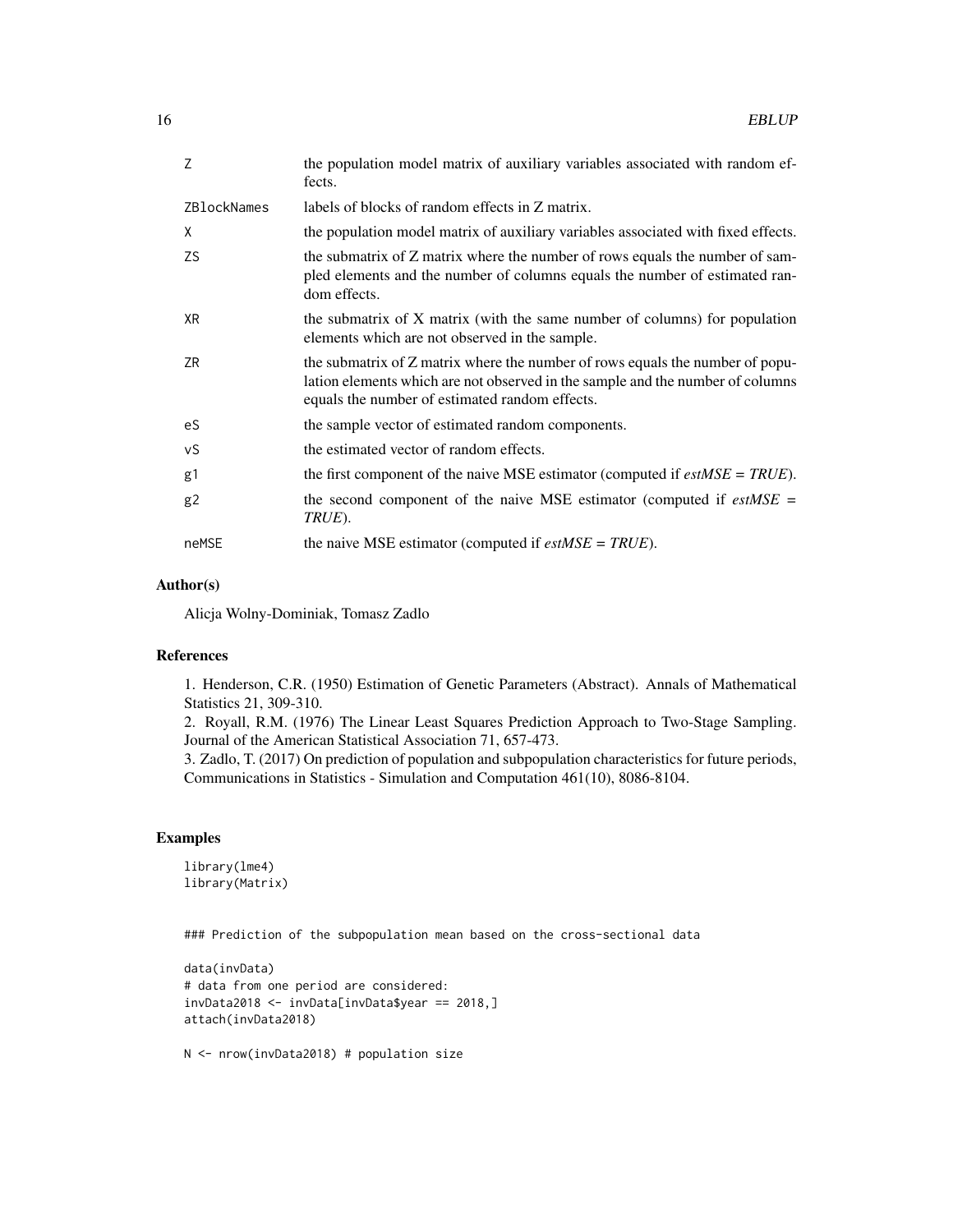| | |
|---|---|
| Z | the population model matrix of auxiliary variables associated with random effects. |
| ZBlockNames | labels of blocks of random effects in Z matrix. |
| X | the population model matrix of auxiliary variables associated with fixed effects. |
| ZS | the submatrix of Z matrix where the number of rows equals the number of sampled elements and the number of columns equals the number of estimated random effects. |
| XR | the submatrix of X matrix (with the same number of columns) for population elements which are not observed in the sample. |
| ZR | the submatrix of Z matrix where the number of rows equals the number of population elements which are not observed in the sample and the number of columns equals the number of estimated random effects. |
| eS | the sample vector of estimated random components. |
| vS | the estimated vector of random effects. |
| g1 | the first component of the naive MSE estimator (computed if *estMSE = TRUE*). |
| g2 | the second component of the naive MSE estimator (computed if *estMSE = TRUE*). |
| neMSE | the naive MSE estimator (computed if *estMSE = TRUE*). |

## Author(s)

Alicja Wolny-Dominiak, Tomasz Zadlo

## References

1. Henderson, C.R. (1950) Estimation of Genetic Parameters (Abstract). Annals of Mathematical Statistics 21, 309-310.
2. Royall, R.M. (1976) The Linear Least Squares Prediction Approach to Two-Stage Sampling. Journal of the American Statistical Association 71, 657-473.
3. Zadlo, T. (2017) On prediction of population and subpopulation characteristics for future periods, Communications in Statistics - Simulation and Computation 461(10), 8086-8104.

## Examples

```
library(lme4)
library(Matrix)


### Prediction of the subpopulation mean based on the cross-sectional data

data(invData)
# data from one period are considered:
invData2018 <- invData[invData$year == 2018,]
attach(invData2018)

N <- nrow(invData2018) # population size
```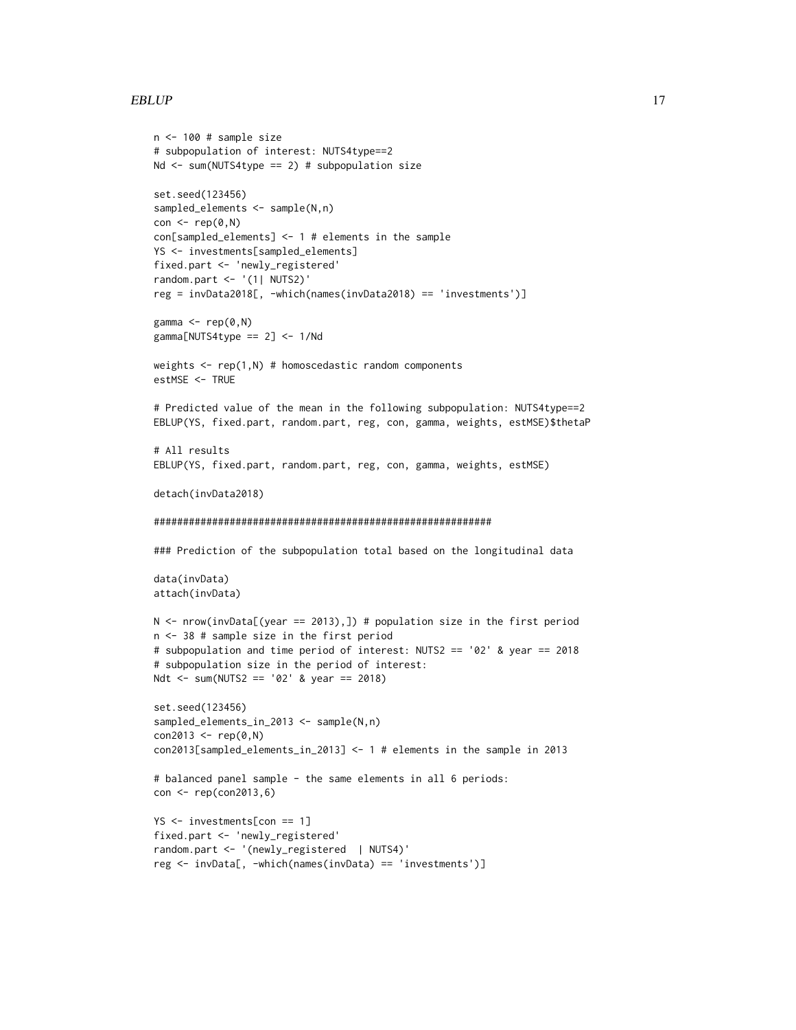```
n <- 100 # sample size
# subpopulation of interest: NUTS4type==2
Nd <- sum(NUTS4type == 2) # subpopulation size

set.seed(123456)
sampled_elements <- sample(N,n)
con <- rep(0,N)
con[sampled_elements] <- 1 # elements in the sample
YS <- investments[sampled_elements]
fixed.part <- 'newly_registered'
random.part <- '(1| NUTS2)'
reg = invData2018[, -which(names(invData2018) == 'investments')]

gamma <- rep(0,N)
gamma[NUTS4type == 2] <- 1/Nd

weights <- rep(1,N) # homoscedastic random components
estMSE <- TRUE

# Predicted value of the mean in the following subpopulation: NUTS4type==2
EBLUP(YS, fixed.part, random.part, reg, con, gamma, weights, estMSE)$thetaP

# All results
EBLUP(YS, fixed.part, random.part, reg, con, gamma, weights, estMSE)

detach(invData2018)

##########################################################

### Prediction of the subpopulation total based on the longitudinal data

data(invData)
attach(invData)

N <- nrow(invData[(year == 2013),]) # population size in the first period
n <- 38 # sample size in the first period
# subpopulation and time period of interest: NUTS2 == '02' & year == 2018
# subpopulation size in the period of interest:
Ndt <- sum(NUTS2 == '02' & year == 2018)

set.seed(123456)
sampled_elements_in_2013 <- sample(N,n)
con2013 <- rep(0,N)
con2013[sampled_elements_in_2013] <- 1 # elements in the sample in 2013

# balanced panel sample - the same elements in all 6 periods:
con <- rep(con2013,6)

YS <- investments[con == 1]
fixed.part <- 'newly_registered'
random.part <- '(newly_registered  | NUTS4)'
reg <- invData[, -which(names(invData) == 'investments')]
```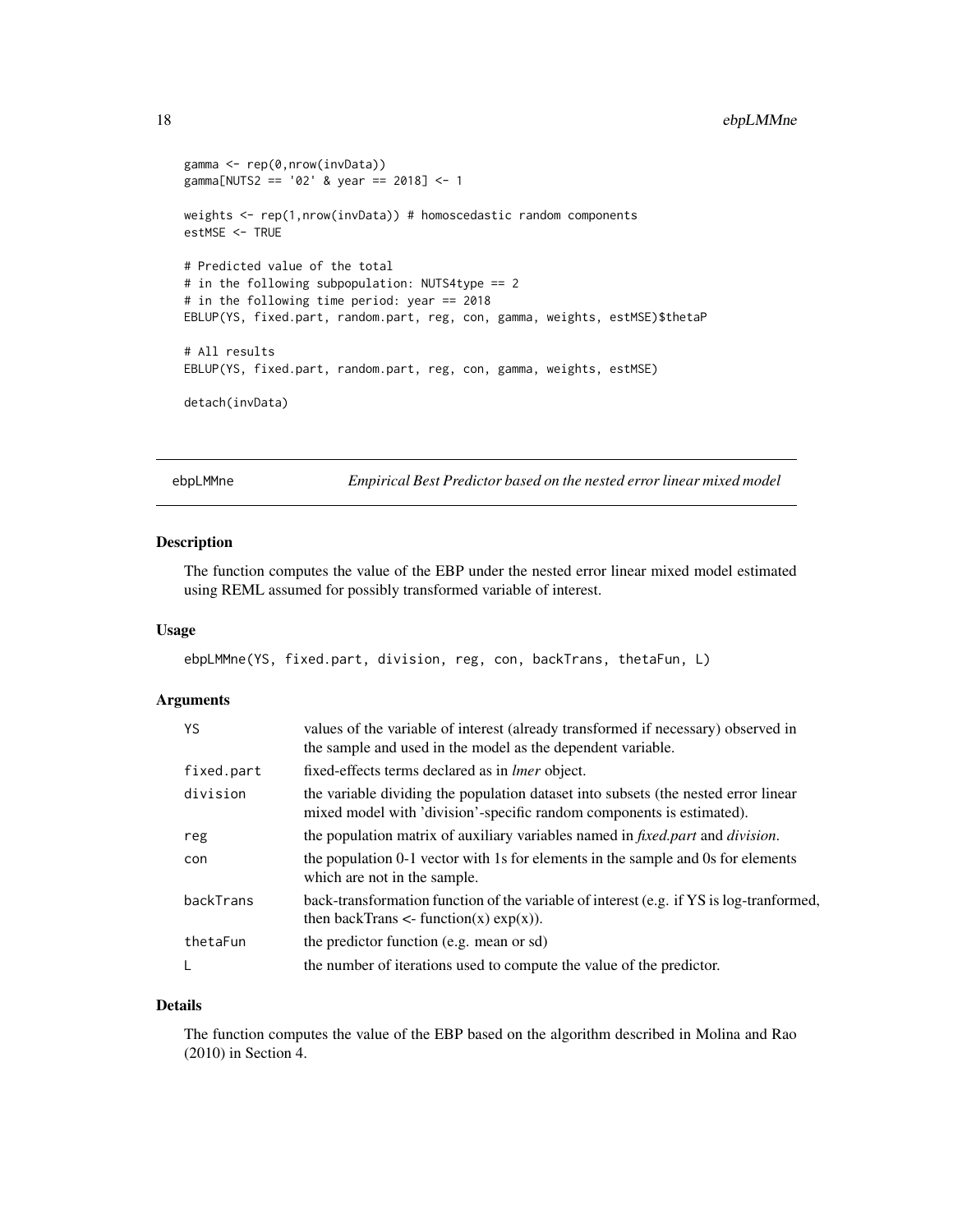```
gamma <- rep(0,nrow(invData))
gamma[NUTS2 == '02' & year == 2018] <- 1

weights <- rep(1,nrow(invData)) # homoscedastic random components
estMSE <- TRUE

# Predicted value of the total
# in the following subpopulation: NUTS4type == 2
# in the following time period: year == 2018
EBLUP(YS, fixed.part, random.part, reg, con, gamma, weights, estMSE)$thetaP

# All results
EBLUP(YS, fixed.part, random.part, reg, con, gamma, weights, estMSE)

detach(invData)
```

---

## ebpLMMne — *Empirical Best Predictor based on the nested error linear mixed model*

---

### Description

The function computes the value of the EBP under the nested error linear mixed model estimated using REML assumed for possibly transformed variable of interest.

### Usage

```
ebpLMMne(YS, fixed.part, division, reg, con, backTrans, thetaFun, L)
```

### Arguments

| | |
|---|---|
| YS | values of the variable of interest (already transformed if necessary) observed in the sample and used in the model as the dependent variable. |
| fixed.part | fixed-effects terms declared as in *lmer* object. |
| division | the variable dividing the population dataset into subsets (the nested error linear mixed model with 'division'-specific random components is estimated). |
| reg | the population matrix of auxiliary variables named in *fixed.part* and *division*. |
| con | the population 0-1 vector with 1s for elements in the sample and 0s for elements which are not in the sample. |
| backTrans | back-transformation function of the variable of interest (e.g. if YS is log-tranformed, then backTrans <- function(x) exp(x)). |
| thetaFun | the predictor function (e.g. mean or sd) |
| L | the number of iterations used to compute the value of the predictor. |

### Details

The function computes the value of the EBP based on the algorithm described in Molina and Rao (2010) in Section 4.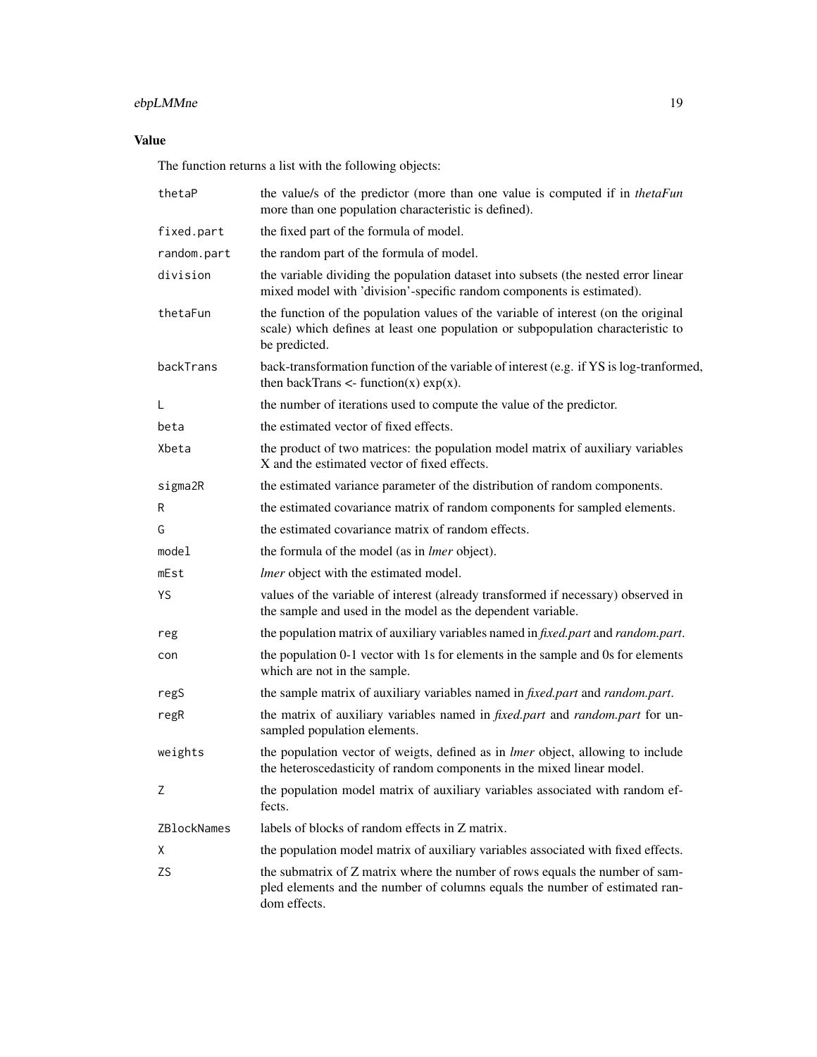## Value

The function returns a list with the following objects:

| | |
|---|---|
| `thetaP` | the value/s of the predictor (more than one value is computed if in *thetaFun* more than one population characteristic is defined). |
| `fixed.part` | the fixed part of the formula of model. |
| `random.part` | the random part of the formula of model. |
| `division` | the variable dividing the population dataset into subsets (the nested error linear mixed model with 'division'-specific random components is estimated). |
| `thetaFun` | the function of the population values of the variable of interest (on the original scale) which defines at least one population or subpopulation characteristic to be predicted. |
| `backTrans` | back-transformation function of the variable of interest (e.g. if YS is log-tranformed, then backTrans <- function(x) exp(x). |
| `L` | the number of iterations used to compute the value of the predictor. |
| `beta` | the estimated vector of fixed effects. |
| `Xbeta` | the product of two matrices: the population model matrix of auxiliary variables X and the estimated vector of fixed effects. |
| `sigma2R` | the estimated variance parameter of the distribution of random components. |
| `R` | the estimated covariance matrix of random components for sampled elements. |
| `G` | the estimated covariance matrix of random effects. |
| `model` | the formula of the model (as in *lmer* object). |
| `mEst` | *lmer* object with the estimated model. |
| `YS` | values of the variable of interest (already transformed if necessary) observed in the sample and used in the model as the dependent variable. |
| `reg` | the population matrix of auxiliary variables named in *fixed.part* and *random.part*. |
| `con` | the population 0-1 vector with 1s for elements in the sample and 0s for elements which are not in the sample. |
| `regS` | the sample matrix of auxiliary variables named in *fixed.part* and *random.part*. |
| `regR` | the matrix of auxiliary variables named in *fixed.part* and *random.part* for unsampled population elements. |
| `weights` | the population vector of weigts, defined as in *lmer* object, allowing to include the heteroscedasticity of random components in the mixed linear model. |
| `Z` | the population model matrix of auxiliary variables associated with random effects. |
| `ZBlockNames` | labels of blocks of random effects in Z matrix. |
| `X` | the population model matrix of auxiliary variables associated with fixed effects. |
| `ZS` | the submatrix of Z matrix where the number of rows equals the number of sampled elements and the number of columns equals the number of estimated random effects. |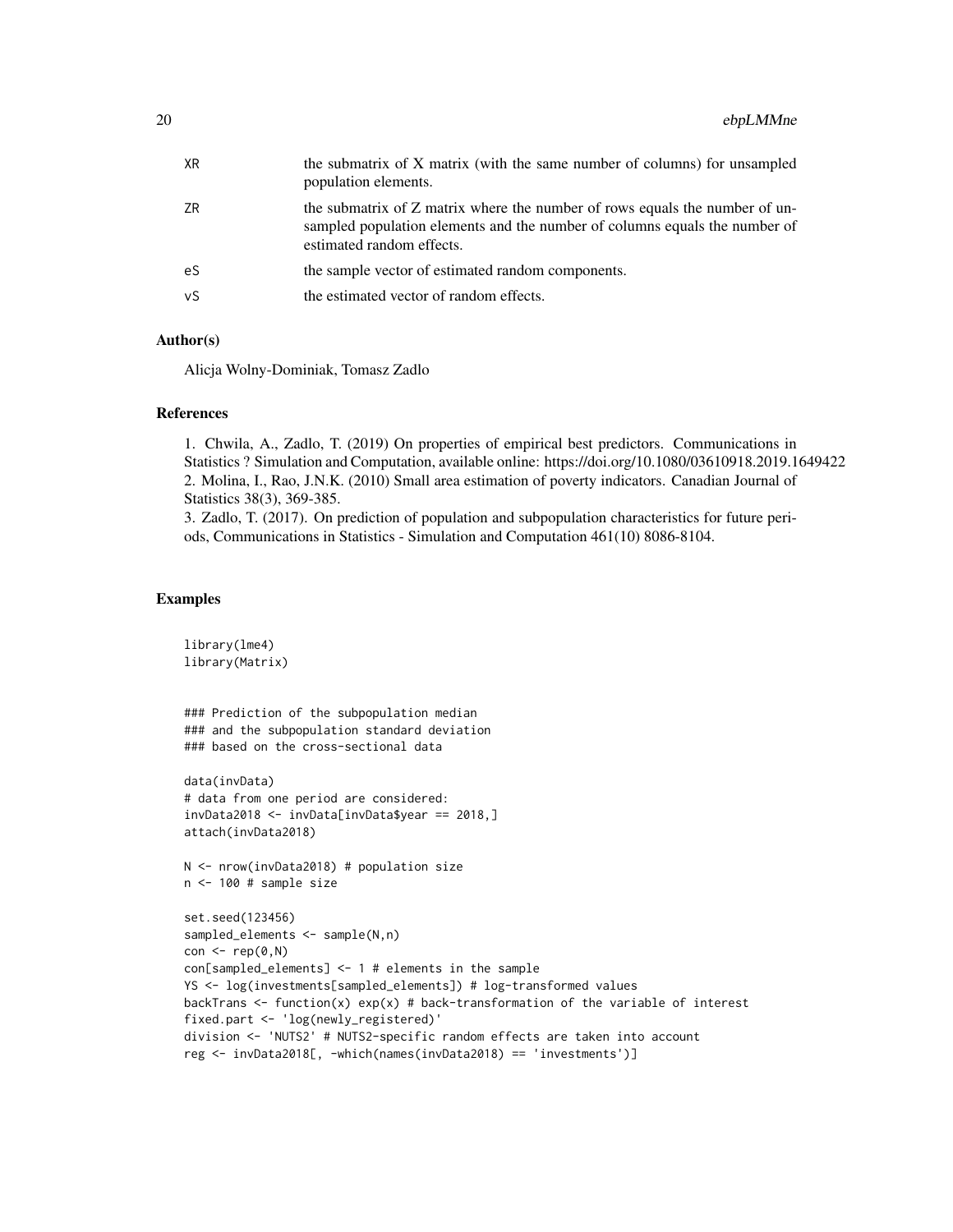| | |
|---|---|
| XR | the submatrix of X matrix (with the same number of columns) for unsampled population elements. |
| ZR | the submatrix of Z matrix where the number of rows equals the number of unsampled population elements and the number of columns equals the number of estimated random effects. |
| eS | the sample vector of estimated random components. |
| vS | the estimated vector of random effects. |

## Author(s)

Alicja Wolny-Dominiak, Tomasz Zadlo

## References

1. Chwila, A., Zadlo, T. (2019) On properties of empirical best predictors. Communications in Statistics ? Simulation and Computation, available online: https://doi.org/10.1080/03610918.2019.1649422
2. Molina, I., Rao, J.N.K. (2010) Small area estimation of poverty indicators. Canadian Journal of Statistics 38(3), 369-385.
3. Zadlo, T. (2017). On prediction of population and subpopulation characteristics for future periods, Communications in Statistics - Simulation and Computation 461(10) 8086-8104.

## Examples

```
library(lme4)
library(Matrix)


### Prediction of the subpopulation median
### and the subpopulation standard deviation
### based on the cross-sectional data

data(invData)
# data from one period are considered:
invData2018 <- invData[invData$year == 2018,]
attach(invData2018)

N <- nrow(invData2018) # population size
n <- 100 # sample size

set.seed(123456)
sampled_elements <- sample(N,n)
con <- rep(0,N)
con[sampled_elements] <- 1 # elements in the sample
YS <- log(investments[sampled_elements]) # log-transformed values
backTrans <- function(x) exp(x) # back-transformation of the variable of interest
fixed.part <- 'log(newly_registered)'
division <- 'NUTS2' # NUTS2-specific random effects are taken into account
reg <- invData2018[, -which(names(invData2018) == 'investments')]
```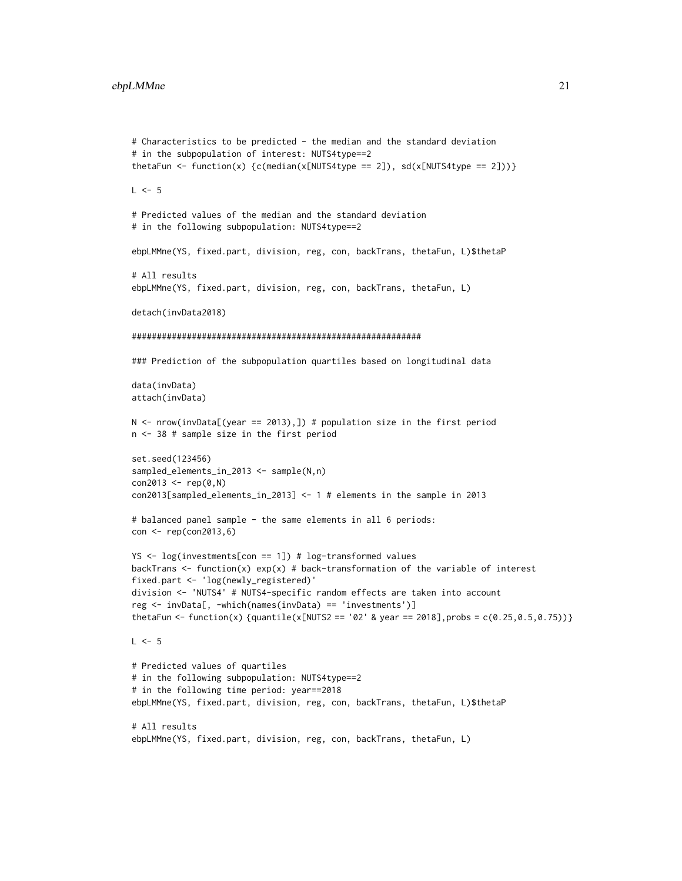```
# Characteristics to be predicted - the median and the standard deviation
# in the subpopulation of interest: NUTS4type==2
thetaFun <- function(x) {c(median(x[NUTS4type == 2]), sd(x[NUTS4type == 2]))}

L <- 5

# Predicted values of the median and the standard deviation
# in the following subpopulation: NUTS4type==2

ebpLMMne(YS, fixed.part, division, reg, con, backTrans, thetaFun, L)$thetaP

# All results
ebpLMMne(YS, fixed.part, division, reg, con, backTrans, thetaFun, L)

detach(invData2018)

########################################################

### Prediction of the subpopulation quartiles based on longitudinal data

data(invData)
attach(invData)

N <- nrow(invData[(year == 2013),]) # population size in the first period
n <- 38 # sample size in the first period

set.seed(123456)
sampled_elements_in_2013 <- sample(N,n)
con2013 <- rep(0,N)
con2013[sampled_elements_in_2013] <- 1 # elements in the sample in 2013

# balanced panel sample - the same elements in all 6 periods:
con <- rep(con2013,6)

YS <- log(investments[con == 1]) # log-transformed values
backTrans <- function(x) exp(x) # back-transformation of the variable of interest
fixed.part <- 'log(newly_registered)'
division <- 'NUTS4' # NUTS4-specific random effects are taken into account
reg <- invData[, -which(names(invData) == 'investments')]
thetaFun <- function(x) {quantile(x[NUTS2 == '02' & year == 2018],probs = c(0.25,0.5,0.75))}

L <- 5

# Predicted values of quartiles
# in the following subpopulation: NUTS4type==2
# in the following time period: year==2018
ebpLMMne(YS, fixed.part, division, reg, con, backTrans, thetaFun, L)$thetaP

# All results
ebpLMMne(YS, fixed.part, division, reg, con, backTrans, thetaFun, L)
```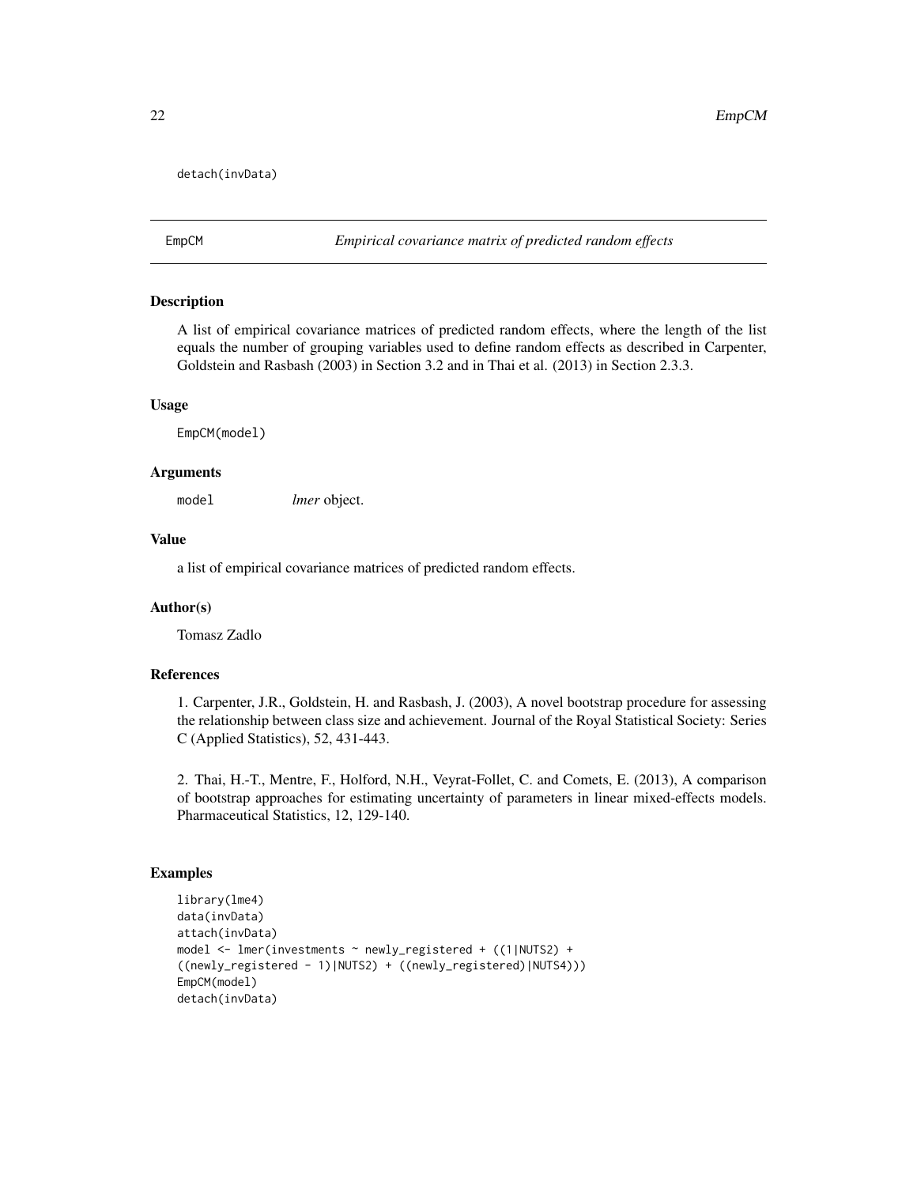```
detach(invData)
```

## EmpCM    *Empirical covariance matrix of predicted random effects*

### Description

A list of empirical covariance matrices of predicted random effects, where the length of the list equals the number of grouping variables used to define random effects as described in Carpenter, Goldstein and Rasbash (2003) in Section 3.2 and in Thai et al. (2013) in Section 2.3.3.

### Usage

```
EmpCM(model)
```

### Arguments

| | |
|---|---|
| model | *lmer* object. |

### Value

a list of empirical covariance matrices of predicted random effects.

### Author(s)

Tomasz Zadlo

### References

1. Carpenter, J.R., Goldstein, H. and Rasbash, J. (2003), A novel bootstrap procedure for assessing the relationship between class size and achievement. Journal of the Royal Statistical Society: Series C (Applied Statistics), 52, 431-443.

2. Thai, H.-T., Mentre, F., Holford, N.H., Veyrat-Follet, C. and Comets, E. (2013), A comparison of bootstrap approaches for estimating uncertainty of parameters in linear mixed-effects models. Pharmaceutical Statistics, 12, 129-140.

### Examples

```
library(lme4)
data(invData)
attach(invData)
model <- lmer(investments ~ newly_registered + ((1|NUTS2) +
((newly_registered - 1)|NUTS2) + ((newly_registered)|NUTS4)))
EmpCM(model)
detach(invData)
```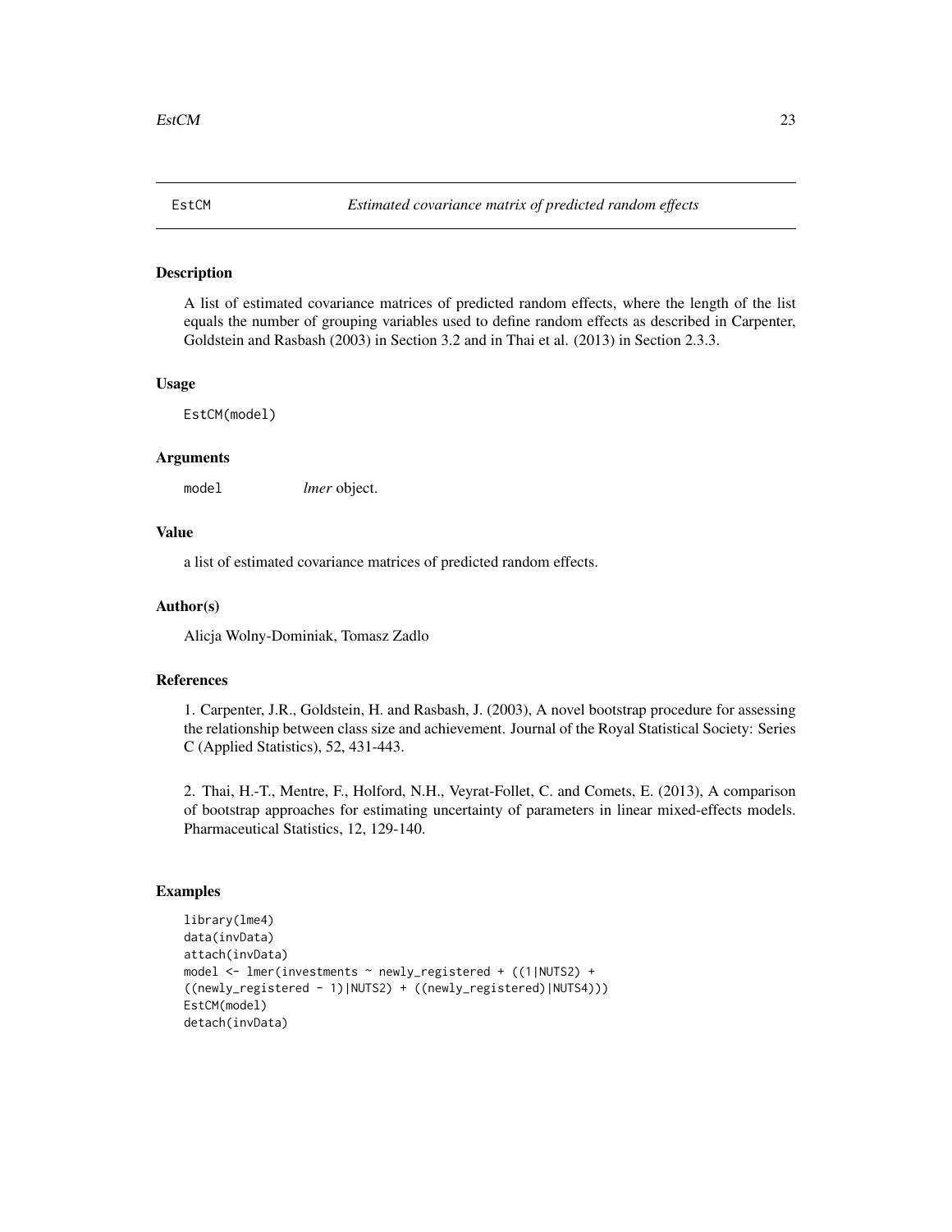# EstCM *Estimated covariance matrix of predicted random effects*

## Description

A list of estimated covariance matrices of predicted random effects, where the length of the list equals the number of grouping variables used to define random effects as described in Carpenter, Goldstein and Rasbash (2003) in Section 3.2 and in Thai et al. (2013) in Section 2.3.3.

## Usage

```
EstCM(model)
```

## Arguments

| | |
|---|---|
| model | *lmer* object. |

## Value

a list of estimated covariance matrices of predicted random effects.

## Author(s)

Alicja Wolny-Dominiak, Tomasz Zadlo

## References

1. Carpenter, J.R., Goldstein, H. and Rasbash, J. (2003), A novel bootstrap procedure for assessing the relationship between class size and achievement. Journal of the Royal Statistical Society: Series C (Applied Statistics), 52, 431-443.

2. Thai, H.-T., Mentre, F., Holford, N.H., Veyrat-Follet, C. and Comets, E. (2013), A comparison of bootstrap approaches for estimating uncertainty of parameters in linear mixed-effects models. Pharmaceutical Statistics, 12, 129-140.

## Examples

```
library(lme4)
data(invData)
attach(invData)
model <- lmer(investments ~ newly_registered + ((1|NUTS2) +
((newly_registered - 1)|NUTS2) + ((newly_registered)|NUTS4)))
EstCM(model)
detach(invData)
```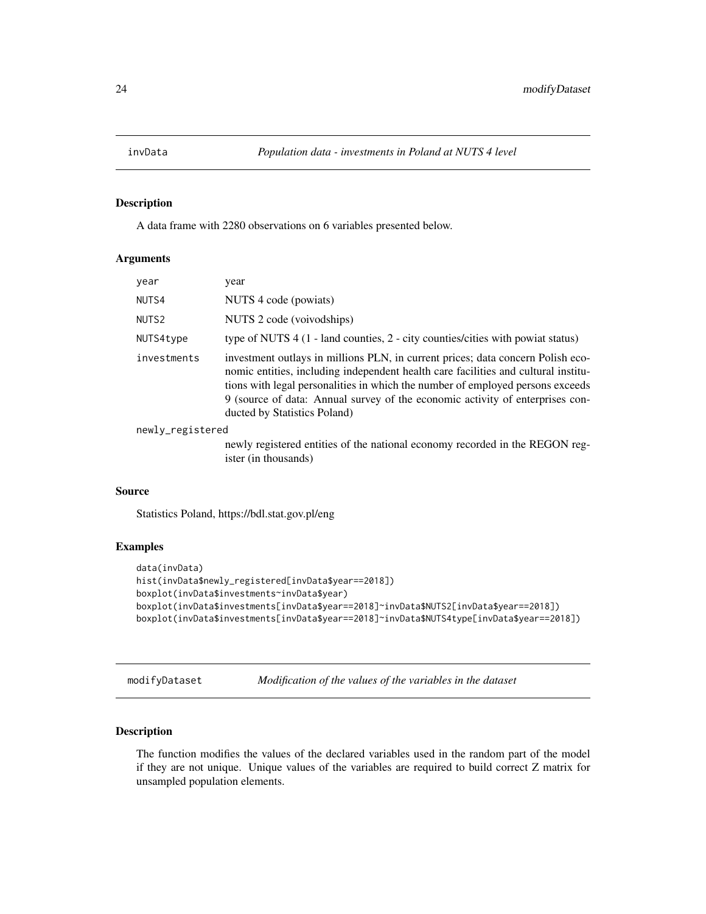## invData *Population data - investments in Poland at NUTS 4 level*

### Description

A data frame with 2280 observations on 6 variables presented below.

### Arguments

| | |
|---|---|
| `year` | year |
| `NUTS4` | NUTS 4 code (powiats) |
| `NUTS2` | NUTS 2 code (voivodships) |
| `NUTS4type` | type of NUTS 4 (1 - land counties, 2 - city counties/cities with powiat status) |
| `investments` | investment outlays in millions PLN, in current prices; data concern Polish economic entities, including independent health care facilities and cultural institutions with legal personalities in which the number of employed persons exceeds 9 (source of data: Annual survey of the economic activity of enterprises conducted by Statistics Poland) |
| `newly_registered` | newly registered entities of the national economy recorded in the REGON register (in thousands) |

### Source

Statistics Poland, https://bdl.stat.gov.pl/eng

### Examples

```
data(invData)
hist(invData$newly_registered[invData$year==2018])
boxplot(invData$investments~invData$year)
boxplot(invData$investments[invData$year==2018]~invData$NUTS2[invData$year==2018])
boxplot(invData$investments[invData$year==2018]~invData$NUTS4type[invData$year==2018])
```

## modifyDataset *Modification of the values of the variables in the dataset*

### Description

The function modifies the values of the declared variables used in the random part of the model if they are not unique. Unique values of the variables are required to build correct Z matrix for unsampled population elements.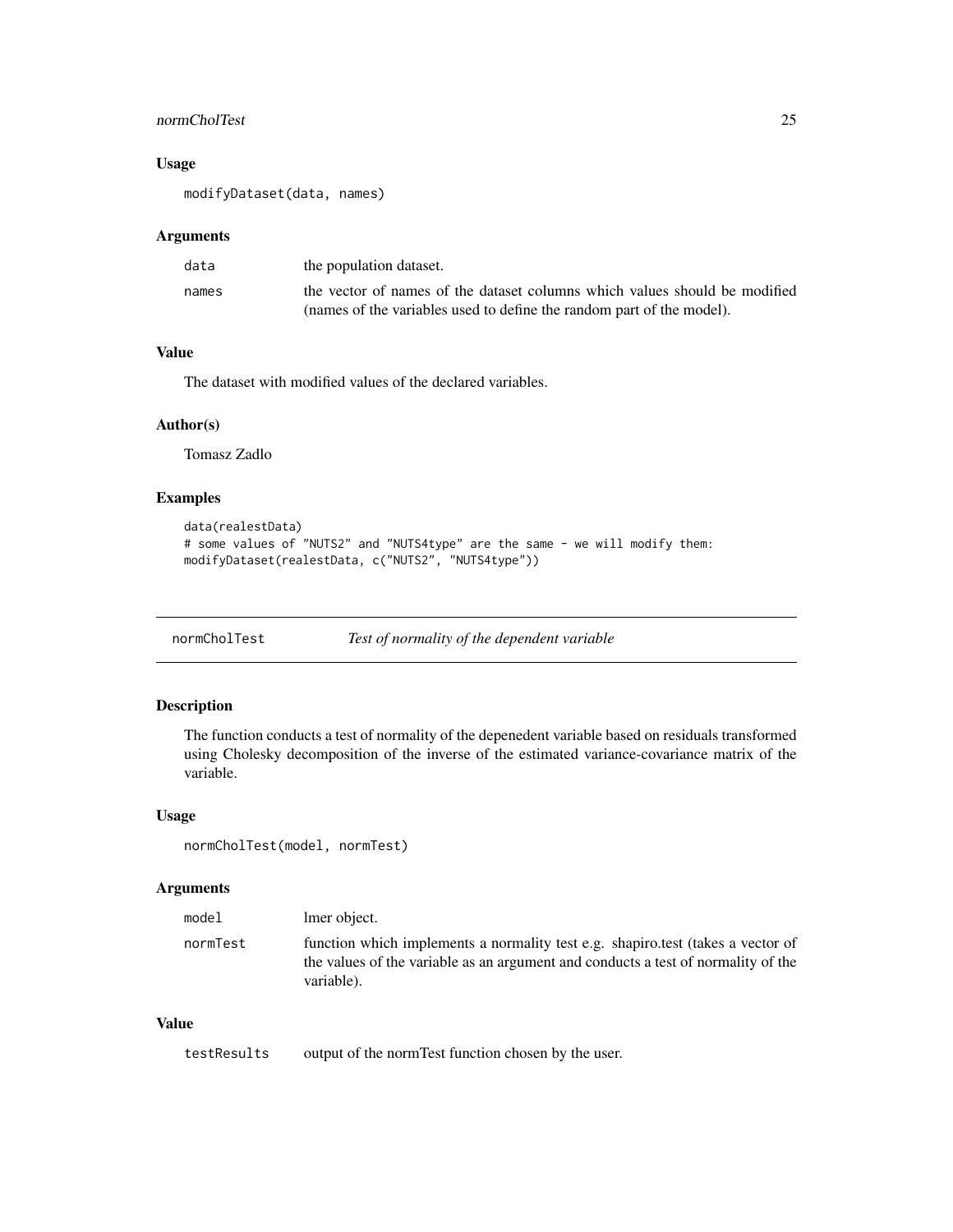### Usage

```
modifyDataset(data, names)
```

### Arguments

| | |
|---|---|
| data | the population dataset. |
| names | the vector of names of the dataset columns which values should be modified (names of the variables used to define the random part of the model). |

### Value

The dataset with modified values of the declared variables.

### Author(s)

Tomasz Zadlo

### Examples

```
data(realestData)
# some values of "NUTS2" and "NUTS4type" are the same - we will modify them:
modifyDataset(realestData, c("NUTS2", "NUTS4type"))
```

---

## normCholTest    *Test of normality of the dependent variable*

---

### Description

The function conducts a test of normality of the depenedent variable based on residuals transformed using Cholesky decomposition of the inverse of the estimated variance-covariance matrix of the variable.

### Usage

```
normCholTest(model, normTest)
```

### Arguments

| | |
|---|---|
| model | lmer object. |
| normTest | function which implements a normality test e.g. shapiro.test (takes a vector of the values of the variable as an argument and conducts a test of normality of the variable). |

### Value

| | |
|---|---|
| testResults | output of the normTest function chosen by the user. |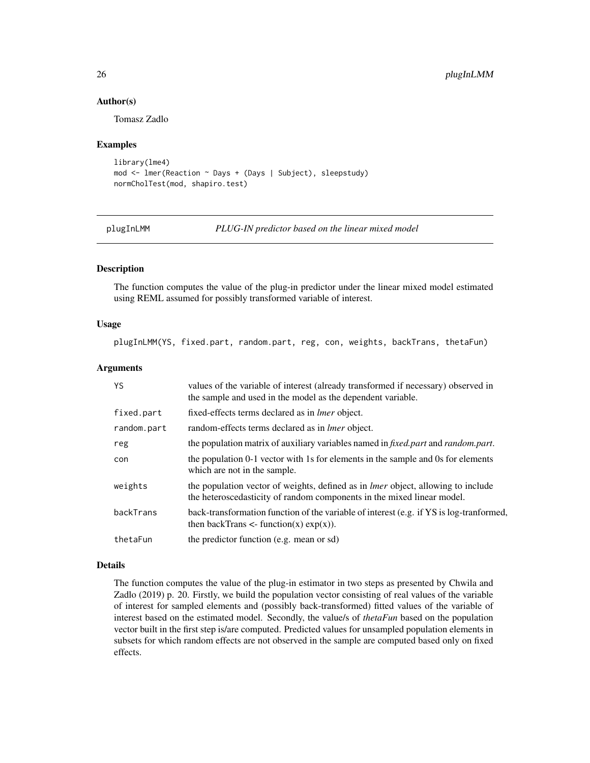## Author(s)

Tomasz Zadlo

## Examples

```
library(lme4)
mod <- lmer(Reaction ~ Days + (Days | Subject), sleepstudy)
normCholTest(mod, shapiro.test)
```

---

# plugInLMM — *PLUG-IN predictor based on the linear mixed model*

---

## Description

The function computes the value of the plug-in predictor under the linear mixed model estimated using REML assumed for possibly transformed variable of interest.

## Usage

```
plugInLMM(YS, fixed.part, random.part, reg, con, weights, backTrans, thetaFun)
```

## Arguments

| | |
|---|---|
| YS | values of the variable of interest (already transformed if necessary) observed in the sample and used in the model as the dependent variable. |
| fixed.part | fixed-effects terms declared as in *lmer* object. |
| random.part | random-effects terms declared as in *lmer* object. |
| reg | the population matrix of auxiliary variables named in *fixed.part* and *random.part*. |
| con | the population 0-1 vector with 1s for elements in the sample and 0s for elements which are not in the sample. |
| weights | the population vector of weights, defined as in *lmer* object, allowing to include the heteroscedasticity of random components in the mixed linear model. |
| backTrans | back-transformation function of the variable of interest (e.g. if YS is log-tranformed, then backTrans <- function(x) exp(x)). |
| thetaFun | the predictor function (e.g. mean or sd) |

## Details

The function computes the value of the plug-in estimator in two steps as presented by Chwila and Zadlo (2019) p. 20. Firstly, we build the population vector consisting of real values of the variable of interest for sampled elements and (possibly back-transformed) fitted values of the variable of interest based on the estimated model. Secondly, the value/s of *thetaFun* based on the population vector built in the first step is/are computed. Predicted values for unsampled population elements in subsets for which random effects are not observed in the sample are computed based only on fixed effects.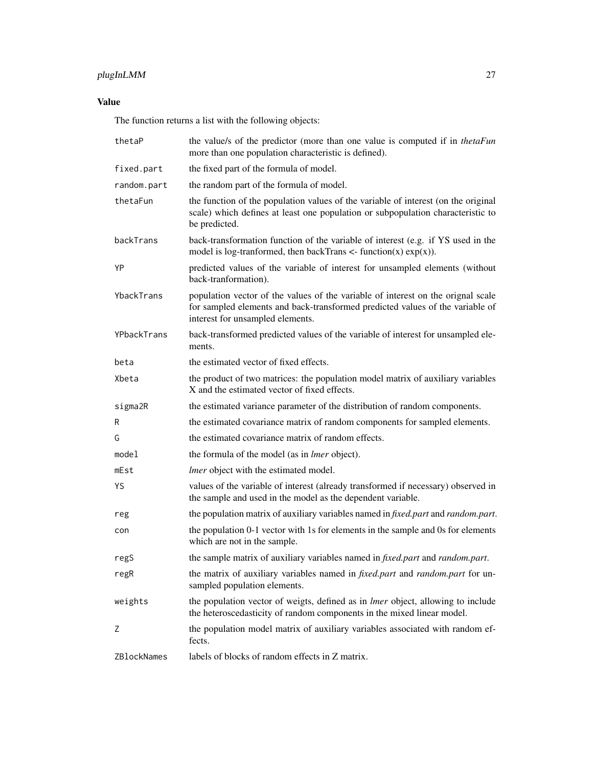## Value

The function returns a list with the following objects:

| | |
|---|---|
| `thetaP` | the value/s of the predictor (more than one value is computed if in *thetaFun* more than one population characteristic is defined). |
| `fixed.part` | the fixed part of the formula of model. |
| `random.part` | the random part of the formula of model. |
| `thetaFun` | the function of the population values of the variable of interest (on the original scale) which defines at least one population or subpopulation characteristic to be predicted. |
| `backTrans` | back-transformation function of the variable of interest (e.g. if YS used in the model is log-tranformed, then backTrans <- function(x) exp(x)). |
| `YP` | predicted values of the variable of interest for unsampled elements (without back-tranformation). |
| `YbackTrans` | population vector of the values of the variable of interest on the orignal scale for sampled elements and back-transformed predicted values of the variable of interest for unsampled elements. |
| `YPbackTrans` | back-transformed predicted values of the variable of interest for unsampled elements. |
| `beta` | the estimated vector of fixed effects. |
| `Xbeta` | the product of two matrices: the population model matrix of auxiliary variables X and the estimated vector of fixed effects. |
| `sigma2R` | the estimated variance parameter of the distribution of random components. |
| `R` | the estimated covariance matrix of random components for sampled elements. |
| `G` | the estimated covariance matrix of random effects. |
| `model` | the formula of the model (as in *lmer* object). |
| `mEst` | *lmer* object with the estimated model. |
| `YS` | values of the variable of interest (already transformed if necessary) observed in the sample and used in the model as the dependent variable. |
| `reg` | the population matrix of auxiliary variables named in *fixed.part* and *random.part*. |
| `con` | the population 0-1 vector with 1s for elements in the sample and 0s for elements which are not in the sample. |
| `regS` | the sample matrix of auxiliary variables named in *fixed.part* and *random.part*. |
| `regR` | the matrix of auxiliary variables named in *fixed.part* and *random.part* for unsampled population elements. |
| `weights` | the population vector of weigts, defined as in *lmer* object, allowing to include the heteroscedasticity of random components in the mixed linear model. |
| `Z` | the population model matrix of auxiliary variables associated with random effects. |
| `ZBlockNames` | labels of blocks of random effects in Z matrix. |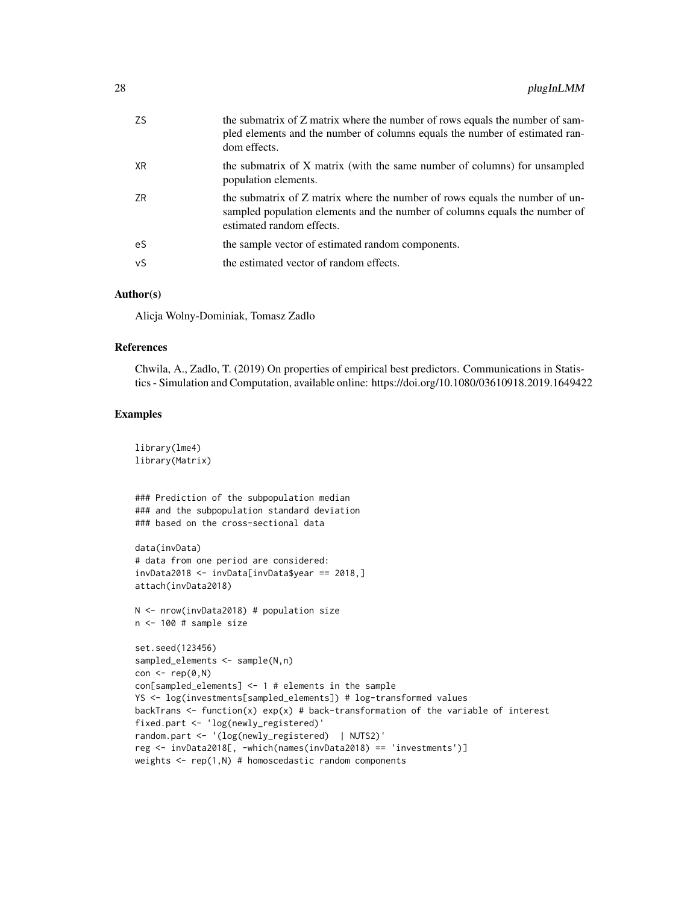| | |
|---|---|
| ZS | the submatrix of Z matrix where the number of rows equals the number of sampled elements and the number of columns equals the number of estimated random effects. |
| XR | the submatrix of X matrix (with the same number of columns) for unsampled population elements. |
| ZR | the submatrix of Z matrix where the number of rows equals the number of unsampled population elements and the number of columns equals the number of estimated random effects. |
| eS | the sample vector of estimated random components. |
| vS | the estimated vector of random effects. |

## Author(s)

Alicja Wolny-Dominiak, Tomasz Zadlo

## References

Chwila, A., Zadlo, T. (2019) On properties of empirical best predictors. Communications in Statistics - Simulation and Computation, available online: https://doi.org/10.1080/03610918.2019.1649422

## Examples

```
library(lme4)
library(Matrix)


### Prediction of the subpopulation median
### and the subpopulation standard deviation
### based on the cross-sectional data

data(invData)
# data from one period are considered:
invData2018 <- invData[invData$year == 2018,]
attach(invData2018)

N <- nrow(invData2018) # population size
n <- 100 # sample size

set.seed(123456)
sampled_elements <- sample(N,n)
con <- rep(0,N)
con[sampled_elements] <- 1 # elements in the sample
YS <- log(investments[sampled_elements]) # log-transformed values
backTrans <- function(x) exp(x) # back-transformation of the variable of interest
fixed.part <- 'log(newly_registered)'
random.part <- '(log(newly_registered)  | NUTS2)'
reg <- invData2018[, -which(names(invData2018) == 'investments')]
weights <- rep(1,N) # homoscedastic random components
```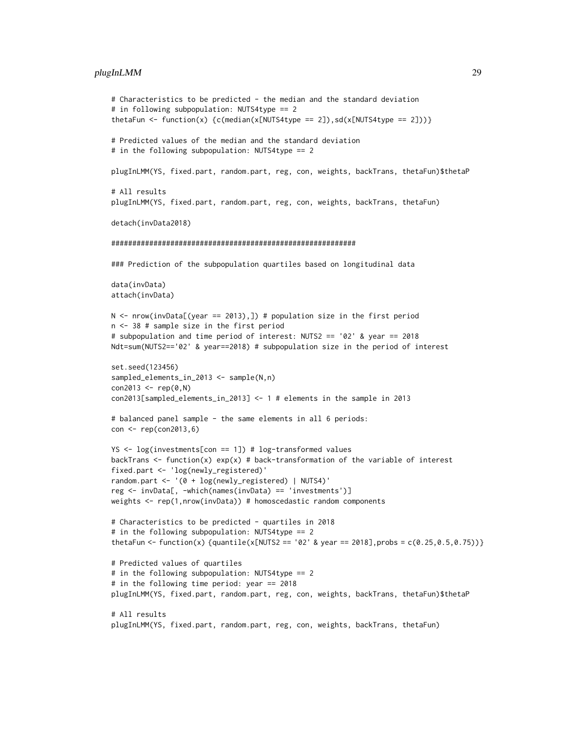```
# Characteristics to be predicted - the median and the standard deviation
# in following subpopulation: NUTS4type == 2
thetaFun <- function(x) {c(median(x[NUTS4type == 2]),sd(x[NUTS4type == 2]))}

# Predicted values of the median and the standard deviation
# in the following subpopulation: NUTS4type == 2

plugInLMM(YS, fixed.part, random.part, reg, con, weights, backTrans, thetaFun)$thetaP

# All results
plugInLMM(YS, fixed.part, random.part, reg, con, weights, backTrans, thetaFun)

detach(invData2018)

########################################################

### Prediction of the subpopulation quartiles based on longitudinal data

data(invData)
attach(invData)

N <- nrow(invData[(year == 2013),]) # population size in the first period
n <- 38 # sample size in the first period
# subpopulation and time period of interest: NUTS2 == '02' & year == 2018
Ndt=sum(NUTS2=='02' & year==2018) # subpopulation size in the period of interest

set.seed(123456)
sampled_elements_in_2013 <- sample(N,n)
con2013 <- rep(0,N)
con2013[sampled_elements_in_2013] <- 1 # elements in the sample in 2013

# balanced panel sample - the same elements in all 6 periods:
con <- rep(con2013,6)

YS <- log(investments[con == 1]) # log-transformed values
backTrans <- function(x) exp(x) # back-transformation of the variable of interest
fixed.part <- 'log(newly_registered)'
random.part <- '(0 + log(newly_registered) | NUTS4)'
reg <- invData[, -which(names(invData) == 'investments')]
weights <- rep(1,nrow(invData)) # homoscedastic random components

# Characteristics to be predicted - quartiles in 2018
# in the following subpopulation: NUTS4type == 2
thetaFun <- function(x) {quantile(x[NUTS2 == '02' & year == 2018],probs = c(0.25,0.5,0.75))}

# Predicted values of quartiles
# in the following subpopulation: NUTS4type == 2
# in the following time period: year == 2018
plugInLMM(YS, fixed.part, random.part, reg, con, weights, backTrans, thetaFun)$thetaP

# All results
plugInLMM(YS, fixed.part, random.part, reg, con, weights, backTrans, thetaFun)
```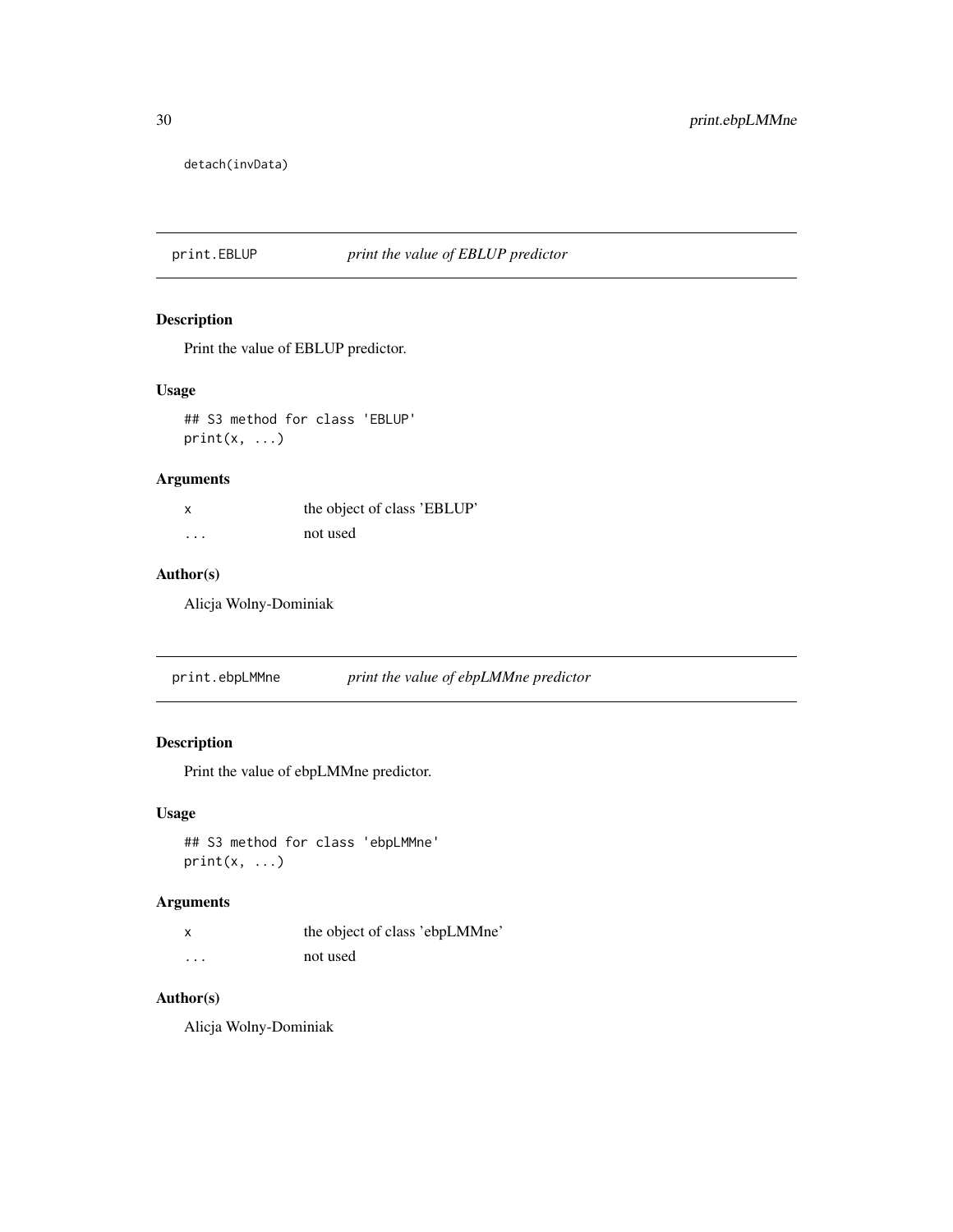```
detach(invData)
```

## print.EBLUP *print the value of EBLUP predictor*

### Description

Print the value of EBLUP predictor.

### Usage

```
## S3 method for class 'EBLUP'
print(x, ...)
```

### Arguments

| | |
|---|---|
| x | the object of class 'EBLUP' |
| ... | not used |

### Author(s)

Alicja Wolny-Dominiak

## print.ebpLMMne *print the value of ebpLMMne predictor*

### Description

Print the value of ebpLMMne predictor.

### Usage

```
## S3 method for class 'ebpLMMne'
print(x, ...)
```

### Arguments

| | |
|---|---|
| x | the object of class 'ebpLMMne' |
| ... | not used |

### Author(s)

Alicja Wolny-Dominiak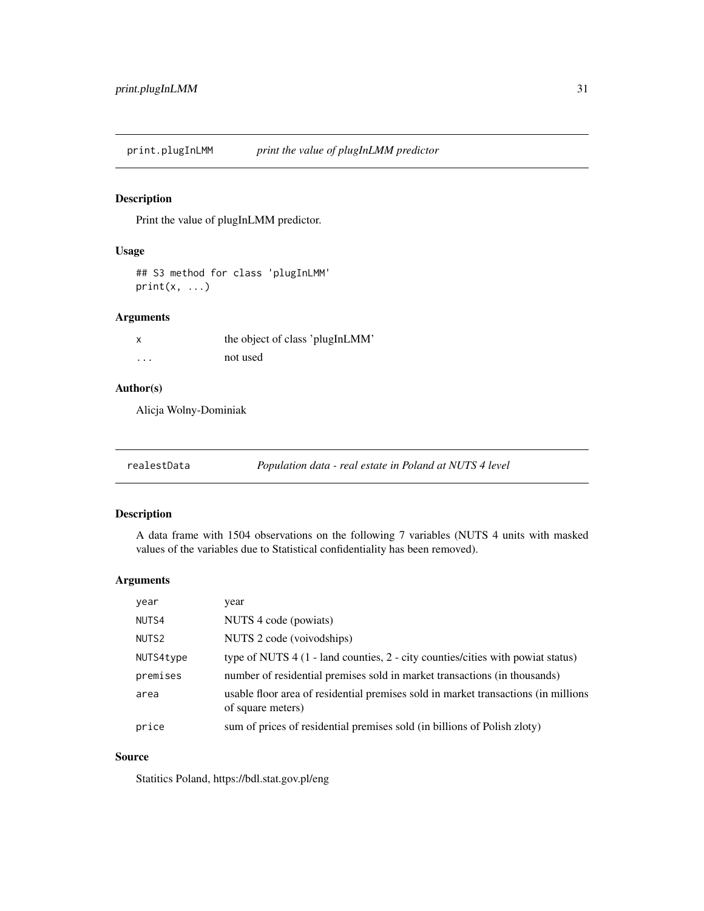## print.plugInLMM *print the value of plugInLMM predictor*

### Description

Print the value of plugInLMM predictor.

### Usage

```
## S3 method for class 'plugInLMM'
print(x, ...)
```

### Arguments

| | |
|---|---|
| x | the object of class 'plugInLMM' |
| ... | not used |

### Author(s)

Alicja Wolny-Dominiak

## realestData *Population data - real estate in Poland at NUTS 4 level*

### Description

A data frame with 1504 observations on the following 7 variables (NUTS 4 units with masked values of the variables due to Statistical confidentiality has been removed).

### Arguments

| | |
|---|---|
| year | year |
| NUTS4 | NUTS 4 code (powiats) |
| NUTS2 | NUTS 2 code (voivodships) |
| NUTS4type | type of NUTS 4 (1 - land counties, 2 - city counties/cities with powiat status) |
| premises | number of residential premises sold in market transactions (in thousands) |
| area | usable floor area of residential premises sold in market transactions (in millions of square meters) |
| price | sum of prices of residential premises sold (in billions of Polish zloty) |

### Source

Statitics Poland, https://bdl.stat.gov.pl/eng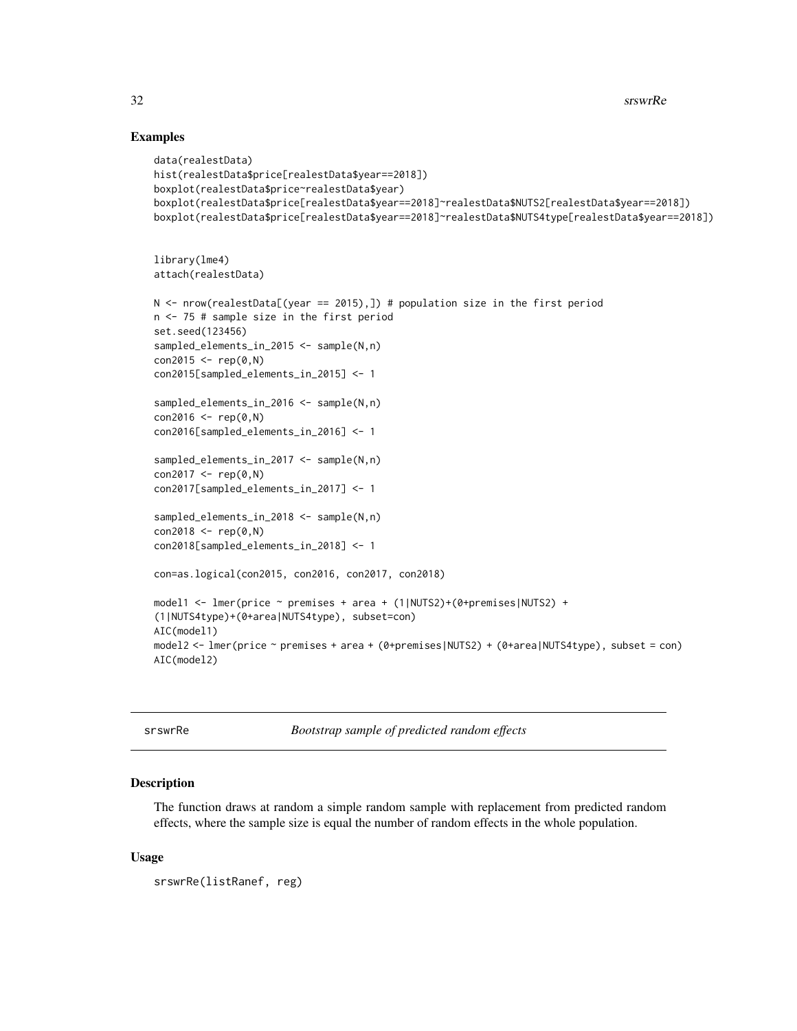## Examples

```
data(realestData)
hist(realestData$price[realestData$year==2018])
boxplot(realestData$price~realestData$year)
boxplot(realestData$price[realestData$year==2018]~realestData$NUTS2[realestData$year==2018])
boxplot(realestData$price[realestData$year==2018]~realestData$NUTS4type[realestData$year==2018])


library(lme4)
attach(realestData)

N <- nrow(realestData[(year == 2015),]) # population size in the first period
n <- 75 # sample size in the first period
set.seed(123456)
sampled_elements_in_2015 <- sample(N,n)
con2015 <- rep(0,N)
con2015[sampled_elements_in_2015] <- 1

sampled_elements_in_2016 <- sample(N,n)
con2016 <- rep(0,N)
con2016[sampled_elements_in_2016] <- 1

sampled_elements_in_2017 <- sample(N,n)
con2017 <- rep(0,N)
con2017[sampled_elements_in_2017] <- 1

sampled_elements_in_2018 <- sample(N,n)
con2018 <- rep(0,N)
con2018[sampled_elements_in_2018] <- 1

con=as.logical(con2015, con2016, con2017, con2018)

model1 <- lmer(price ~ premises + area + (1|NUTS2)+(0+premises|NUTS2) +
(1|NUTS4type)+(0+area|NUTS4type), subset=con)
AIC(model1)
model2 <- lmer(price ~ premises + area + (0+premises|NUTS2) + (0+area|NUTS4type), subset = con)
AIC(model2)
```

---

# srswrRe — *Bootstrap sample of predicted random effects*

---

## Description

The function draws at random a simple random sample with replacement from predicted random effects, where the sample size is equal the number of random effects in the whole population.

## Usage

```
srswrRe(listRanef, reg)
```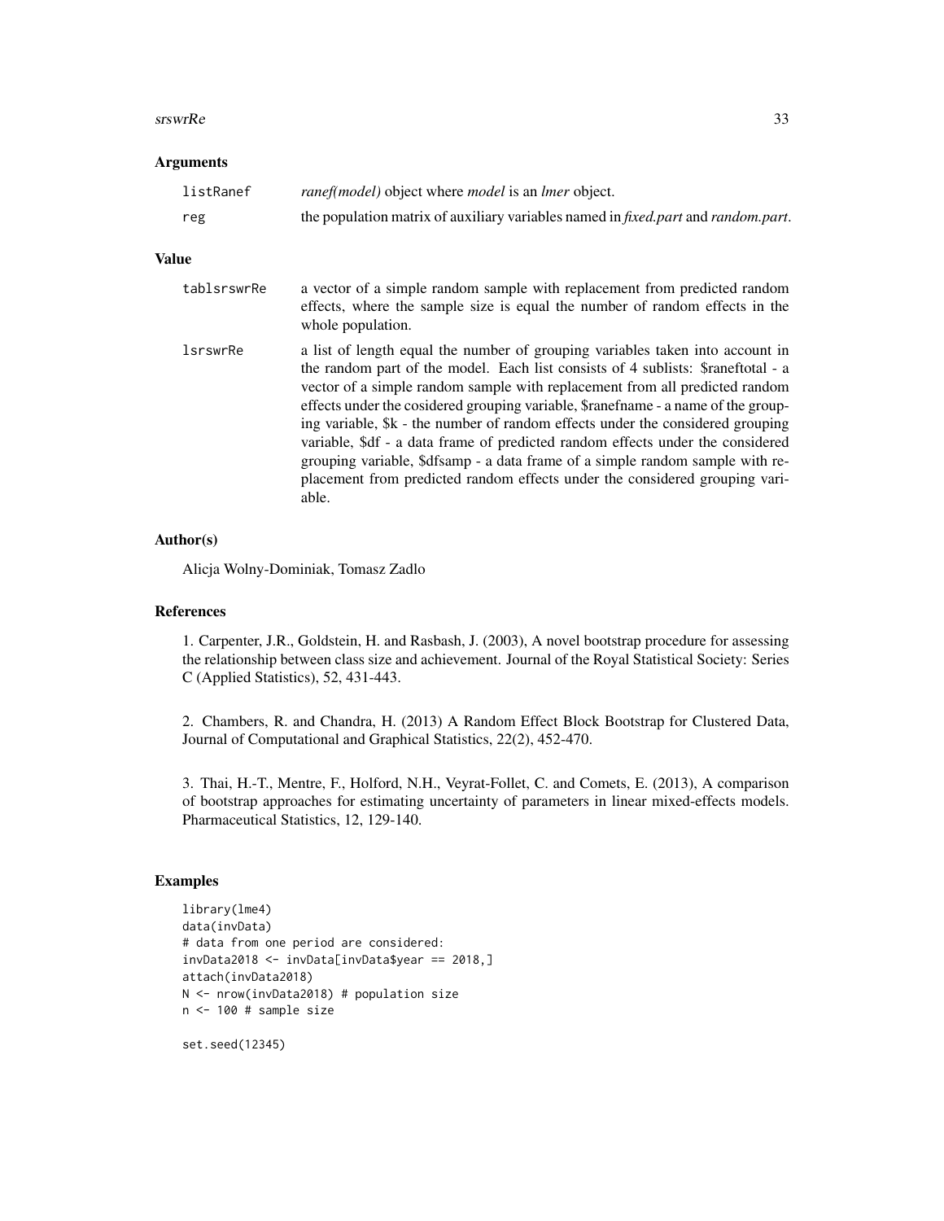## Arguments

| | |
|---|---|
| `listRanef` | *ranef(model)* object where *model* is an *lmer* object. |
| `reg` | the population matrix of auxiliary variables named in *fixed.part* and *random.part*. |

## Value

| | |
|---|---|
| `tablsrswrRe` | a vector of a simple random sample with replacement from predicted random effects, where the sample size is equal the number of random effects in the whole population. |
| `lsrswrRe` | a list of length equal the number of grouping variables taken into account in the random part of the model. Each list consists of 4 sublists: $raneftotal - a vector of a simple random sample with replacement from all predicted random effects under the cosidered grouping variable, $ranefname - a name of the grouping variable, $k - the number of random effects under the considered grouping variable, $df - a data frame of predicted random effects under the considered grouping variable, $dfsamp - a data frame of a simple random sample with replacement from predicted random effects under the considered grouping variable. |

## Author(s)

Alicja Wolny-Dominiak, Tomasz Zadlo

## References

1. Carpenter, J.R., Goldstein, H. and Rasbash, J. (2003), A novel bootstrap procedure for assessing the relationship between class size and achievement. Journal of the Royal Statistical Society: Series C (Applied Statistics), 52, 431-443.

2. Chambers, R. and Chandra, H. (2013) A Random Effect Block Bootstrap for Clustered Data, Journal of Computational and Graphical Statistics, 22(2), 452-470.

3. Thai, H.-T., Mentre, F., Holford, N.H., Veyrat-Follet, C. and Comets, E. (2013), A comparison of bootstrap approaches for estimating uncertainty of parameters in linear mixed-effects models. Pharmaceutical Statistics, 12, 129-140.

## Examples

```
library(lme4)
data(invData)
# data from one period are considered:
invData2018 <- invData[invData$year == 2018,]
attach(invData2018)
N <- nrow(invData2018) # population size
n <- 100 # sample size

set.seed(12345)
```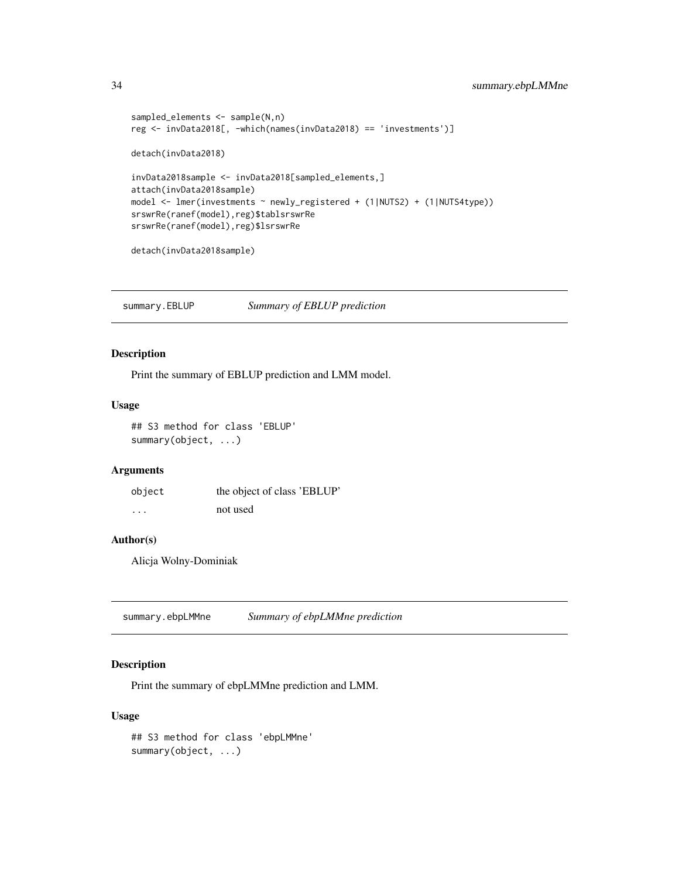```
sampled_elements <- sample(N,n)
reg <- invData2018[, -which(names(invData2018) == 'investments')]

detach(invData2018)

invData2018sample <- invData2018[sampled_elements,]
attach(invData2018sample)
model <- lmer(investments ~ newly_registered + (1|NUTS2) + (1|NUTS4type))
srswrRe(ranef(model),reg)$tablsrswrRe
srswrRe(ranef(model),reg)$lsrswrRe

detach(invData2018sample)
```

## summary.EBLUP — *Summary of EBLUP prediction*

### Description

Print the summary of EBLUP prediction and LMM model.

### Usage

```
## S3 method for class 'EBLUP'
summary(object, ...)
```

### Arguments

| | |
|---|---|
| object | the object of class 'EBLUP' |
| ... | not used |

### Author(s)

Alicja Wolny-Dominiak

## summary.ebpLMMne — *Summary of ebpLMMne prediction*

### Description

Print the summary of ebpLMMne prediction and LMM.

### Usage

```
## S3 method for class 'ebpLMMne'
summary(object, ...)
```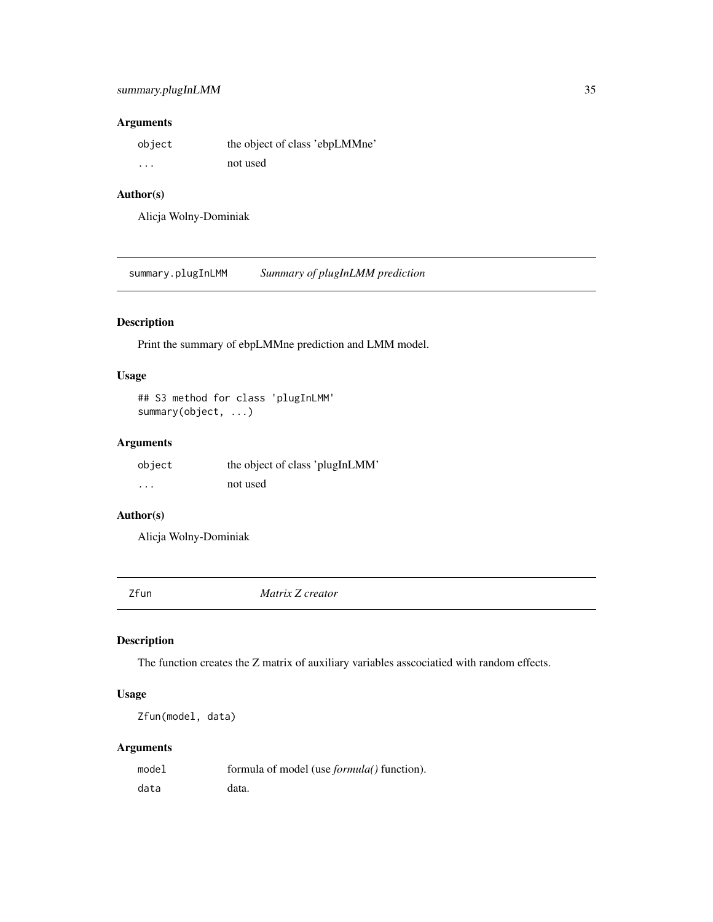### Arguments

| | |
|---|---|
| `object` | the object of class 'ebpLMMne' |
| `...` | not used |

### Author(s)

Alicja Wolny-Dominiak

---

## summary.plugInLMM    *Summary of plugInLMM prediction*

---

### Description

Print the summary of ebpLMMne prediction and LMM model.

### Usage

```
## S3 method for class 'plugInLMM'
summary(object, ...)
```

### Arguments

| | |
|---|---|
| `object` | the object of class 'plugInLMM' |
| `...` | not used |

### Author(s)

Alicja Wolny-Dominiak

---

## Zfun    *Matrix Z creator*

---

### Description

The function creates the Z matrix of auxiliary variables asscociatied with random effects.

### Usage

```
Zfun(model, data)
```

### Arguments

| | |
|---|---|
| `model` | formula of model (use *formula()* function). |
| `data` | data. |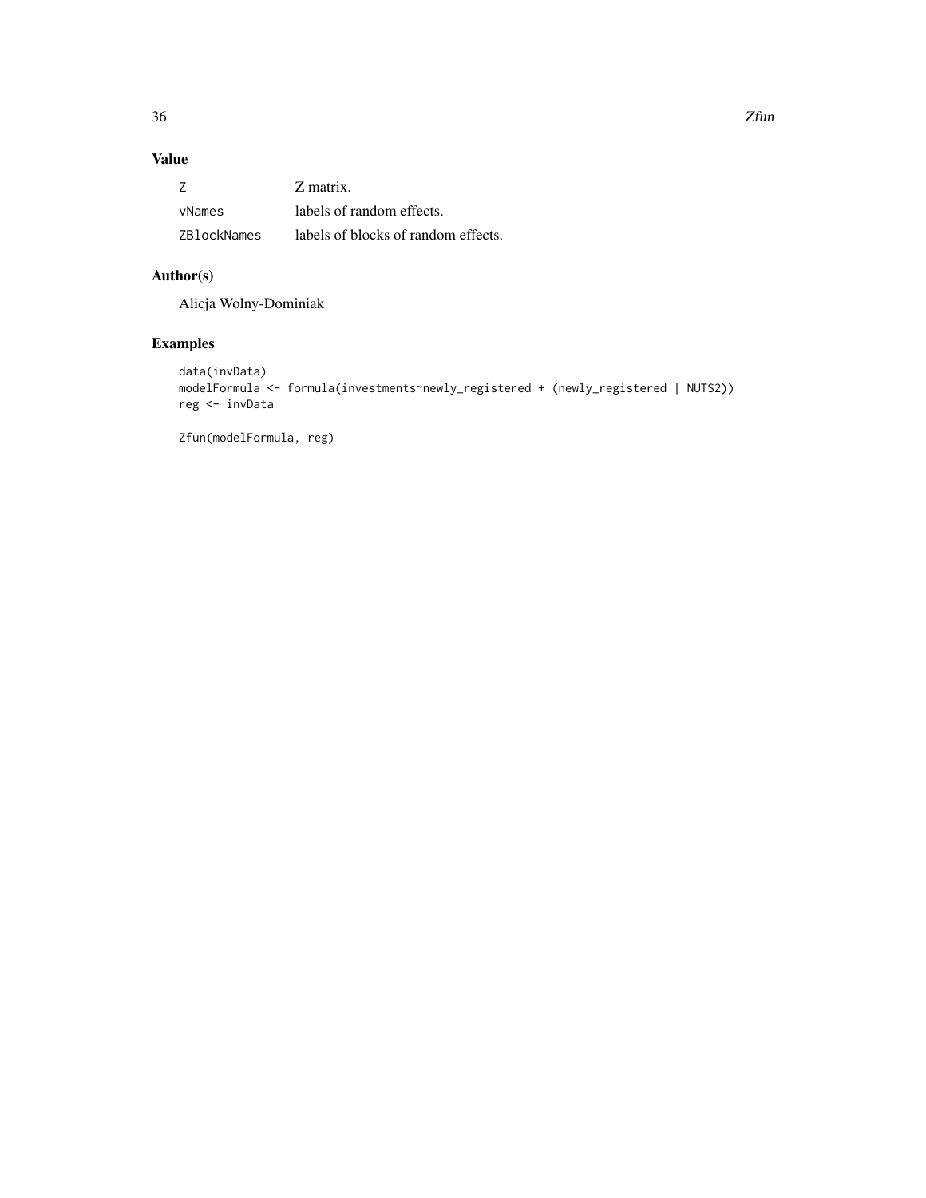## Value

| | |
|---|---|
| Z | Z matrix. |
| vNames | labels of random effects. |
| ZBlockNames | labels of blocks of random effects. |

## Author(s)

Alicja Wolny-Dominiak

## Examples

```
data(invData)
modelFormula <- formula(investments~newly_registered + (newly_registered | NUTS2))
reg <- invData

Zfun(modelFormula, reg)
```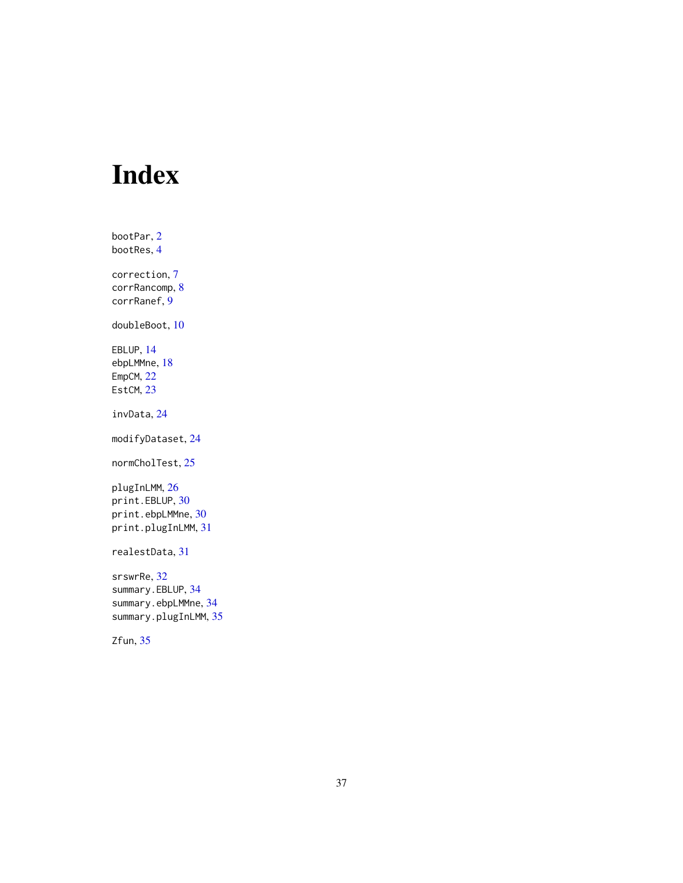# Index

bootPar, 2
bootRes, 4

correction, 7
corrRancomp, 8
corrRanef, 9

doubleBoot, 10

EBLUP, 14
ebpLMMne, 18
EmpCM, 22
EstCM, 23

invData, 24

modifyDataset, 24

normCholTest, 25

plugInLMM, 26
print.EBLUP, 30
print.ebpLMMne, 30
print.plugInLMM, 31

realestData, 31

srswrRe, 32
summary.EBLUP, 34
summary.ebpLMMne, 34
summary.plugInLMM, 35

Zfun, 35